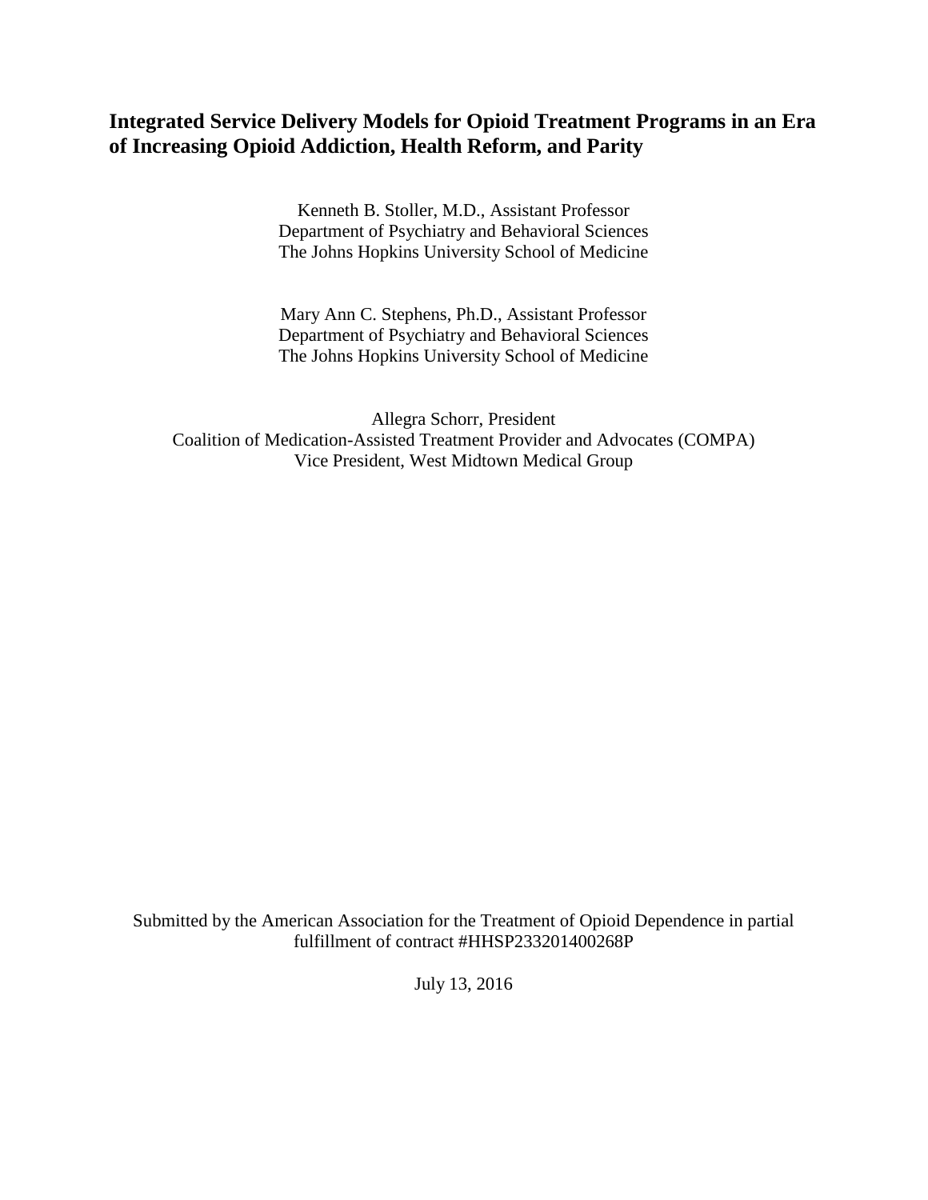# Integrated Service Delivery Models for Opioid Treatment Programs in an Era of Increasing Opioid Addiction, Health Reform, and Parity

Kenneth B. Stoller, M.D., Assistant Professor
Department of Psychiatry and Behavioral Sciences
The Johns Hopkins University School of Medicine

Mary Ann C. Stephens, Ph.D., Assistant Professor
Department of Psychiatry and Behavioral Sciences
The Johns Hopkins University School of Medicine

Allegra Schorr, President
Coalition of Medication-Assisted Treatment Provider and Advocates (COMPA)
Vice President, West Midtown Medical Group

Submitted by the American Association for the Treatment of Opioid Dependence in partial fulfillment of contract #HHSP233201400268P

July 13, 2016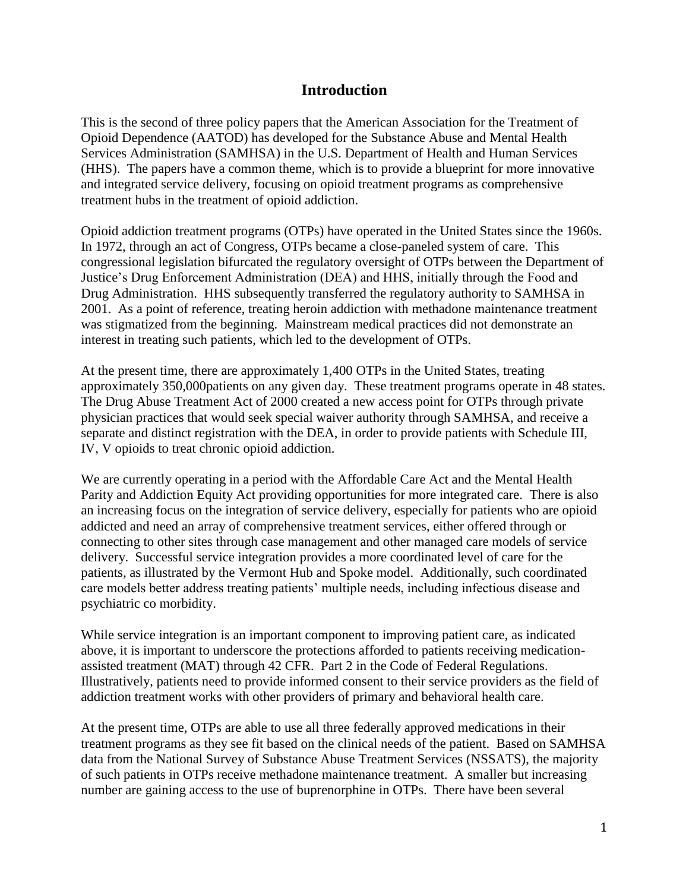# Introduction

This is the second of three policy papers that the American Association for the Treatment of Opioid Dependence (AATOD) has developed for the Substance Abuse and Mental Health Services Administration (SAMHSA) in the U.S. Department of Health and Human Services (HHS). The papers have a common theme, which is to provide a blueprint for more innovative and integrated service delivery, focusing on opioid treatment programs as comprehensive treatment hubs in the treatment of opioid addiction.

Opioid addiction treatment programs (OTPs) have operated in the United States since the 1960s. In 1972, through an act of Congress, OTPs became a close-paneled system of care. This congressional legislation bifurcated the regulatory oversight of OTPs between the Department of Justice's Drug Enforcement Administration (DEA) and HHS, initially through the Food and Drug Administration. HHS subsequently transferred the regulatory authority to SAMHSA in 2001. As a point of reference, treating heroin addiction with methadone maintenance treatment was stigmatized from the beginning. Mainstream medical practices did not demonstrate an interest in treating such patients, which led to the development of OTPs.

At the present time, there are approximately 1,400 OTPs in the United States, treating approximately 350,000patients on any given day. These treatment programs operate in 48 states. The Drug Abuse Treatment Act of 2000 created a new access point for OTPs through private physician practices that would seek special waiver authority through SAMHSA, and receive a separate and distinct registration with the DEA, in order to provide patients with Schedule III, IV, V opioids to treat chronic opioid addiction.

We are currently operating in a period with the Affordable Care Act and the Mental Health Parity and Addiction Equity Act providing opportunities for more integrated care. There is also an increasing focus on the integration of service delivery, especially for patients who are opioid addicted and need an array of comprehensive treatment services, either offered through or connecting to other sites through case management and other managed care models of service delivery. Successful service integration provides a more coordinated level of care for the patients, as illustrated by the Vermont Hub and Spoke model. Additionally, such coordinated care models better address treating patients' multiple needs, including infectious disease and psychiatric co morbidity.

While service integration is an important component to improving patient care, as indicated above, it is important to underscore the protections afforded to patients receiving medication-assisted treatment (MAT) through 42 CFR. Part 2 in the Code of Federal Regulations. Illustratively, patients need to provide informed consent to their service providers as the field of addiction treatment works with other providers of primary and behavioral health care.

At the present time, OTPs are able to use all three federally approved medications in their treatment programs as they see fit based on the clinical needs of the patient. Based on SAMHSA data from the National Survey of Substance Abuse Treatment Services (NSSATS), the majority of such patients in OTPs receive methadone maintenance treatment. A smaller but increasing number are gaining access to the use of buprenorphine in OTPs. There have been several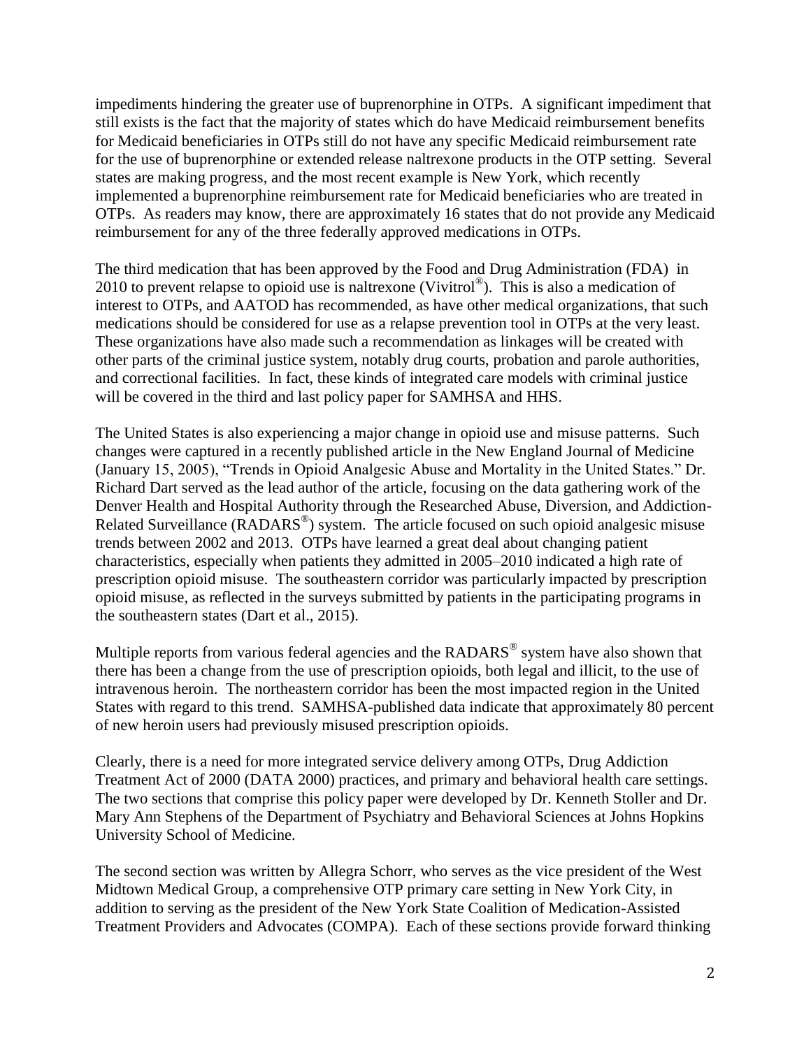impediments hindering the greater use of buprenorphine in OTPs. A significant impediment that still exists is the fact that the majority of states which do have Medicaid reimbursement benefits for Medicaid beneficiaries in OTPs still do not have any specific Medicaid reimbursement rate for the use of buprenorphine or extended release naltrexone products in the OTP setting. Several states are making progress, and the most recent example is New York, which recently implemented a buprenorphine reimbursement rate for Medicaid beneficiaries who are treated in OTPs. As readers may know, there are approximately 16 states that do not provide any Medicaid reimbursement for any of the three federally approved medications in OTPs.

The third medication that has been approved by the Food and Drug Administration (FDA) in 2010 to prevent relapse to opioid use is naltrexone (Vivitrol®). This is also a medication of interest to OTPs, and AATOD has recommended, as have other medical organizations, that such medications should be considered for use as a relapse prevention tool in OTPs at the very least. These organizations have also made such a recommendation as linkages will be created with other parts of the criminal justice system, notably drug courts, probation and parole authorities, and correctional facilities. In fact, these kinds of integrated care models with criminal justice will be covered in the third and last policy paper for SAMHSA and HHS.

The United States is also experiencing a major change in opioid use and misuse patterns. Such changes were captured in a recently published article in the New England Journal of Medicine (January 15, 2005), "Trends in Opioid Analgesic Abuse and Mortality in the United States." Dr. Richard Dart served as the lead author of the article, focusing on the data gathering work of the Denver Health and Hospital Authority through the Researched Abuse, Diversion, and Addiction-Related Surveillance (RADARS®) system. The article focused on such opioid analgesic misuse trends between 2002 and 2013. OTPs have learned a great deal about changing patient characteristics, especially when patients they admitted in 2005–2010 indicated a high rate of prescription opioid misuse. The southeastern corridor was particularly impacted by prescription opioid misuse, as reflected in the surveys submitted by patients in the participating programs in the southeastern states (Dart et al., 2015).

Multiple reports from various federal agencies and the RADARS® system have also shown that there has been a change from the use of prescription opioids, both legal and illicit, to the use of intravenous heroin. The northeastern corridor has been the most impacted region in the United States with regard to this trend. SAMHSA-published data indicate that approximately 80 percent of new heroin users had previously misused prescription opioids.

Clearly, there is a need for more integrated service delivery among OTPs, Drug Addiction Treatment Act of 2000 (DATA 2000) practices, and primary and behavioral health care settings. The two sections that comprise this policy paper were developed by Dr. Kenneth Stoller and Dr. Mary Ann Stephens of the Department of Psychiatry and Behavioral Sciences at Johns Hopkins University School of Medicine.

The second section was written by Allegra Schorr, who serves as the vice president of the West Midtown Medical Group, a comprehensive OTP primary care setting in New York City, in addition to serving as the president of the New York State Coalition of Medication-Assisted Treatment Providers and Advocates (COMPA). Each of these sections provide forward thinking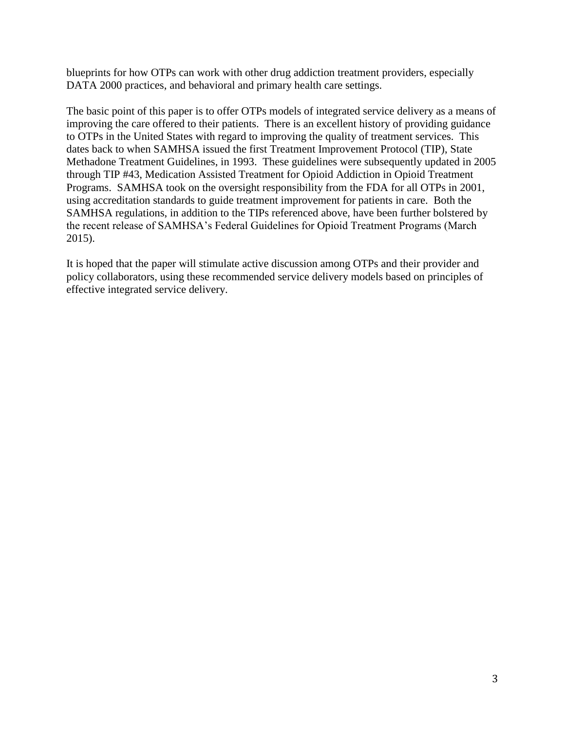blueprints for how OTPs can work with other drug addiction treatment providers, especially DATA 2000 practices, and behavioral and primary health care settings.

The basic point of this paper is to offer OTPs models of integrated service delivery as a means of improving the care offered to their patients. There is an excellent history of providing guidance to OTPs in the United States with regard to improving the quality of treatment services. This dates back to when SAMHSA issued the first Treatment Improvement Protocol (TIP), State Methadone Treatment Guidelines, in 1993. These guidelines were subsequently updated in 2005 through TIP #43, Medication Assisted Treatment for Opioid Addiction in Opioid Treatment Programs. SAMHSA took on the oversight responsibility from the FDA for all OTPs in 2001, using accreditation standards to guide treatment improvement for patients in care. Both the SAMHSA regulations, in addition to the TIPs referenced above, have been further bolstered by the recent release of SAMHSA's Federal Guidelines for Opioid Treatment Programs (March 2015).

It is hoped that the paper will stimulate active discussion among OTPs and their provider and policy collaborators, using these recommended service delivery models based on principles of effective integrated service delivery.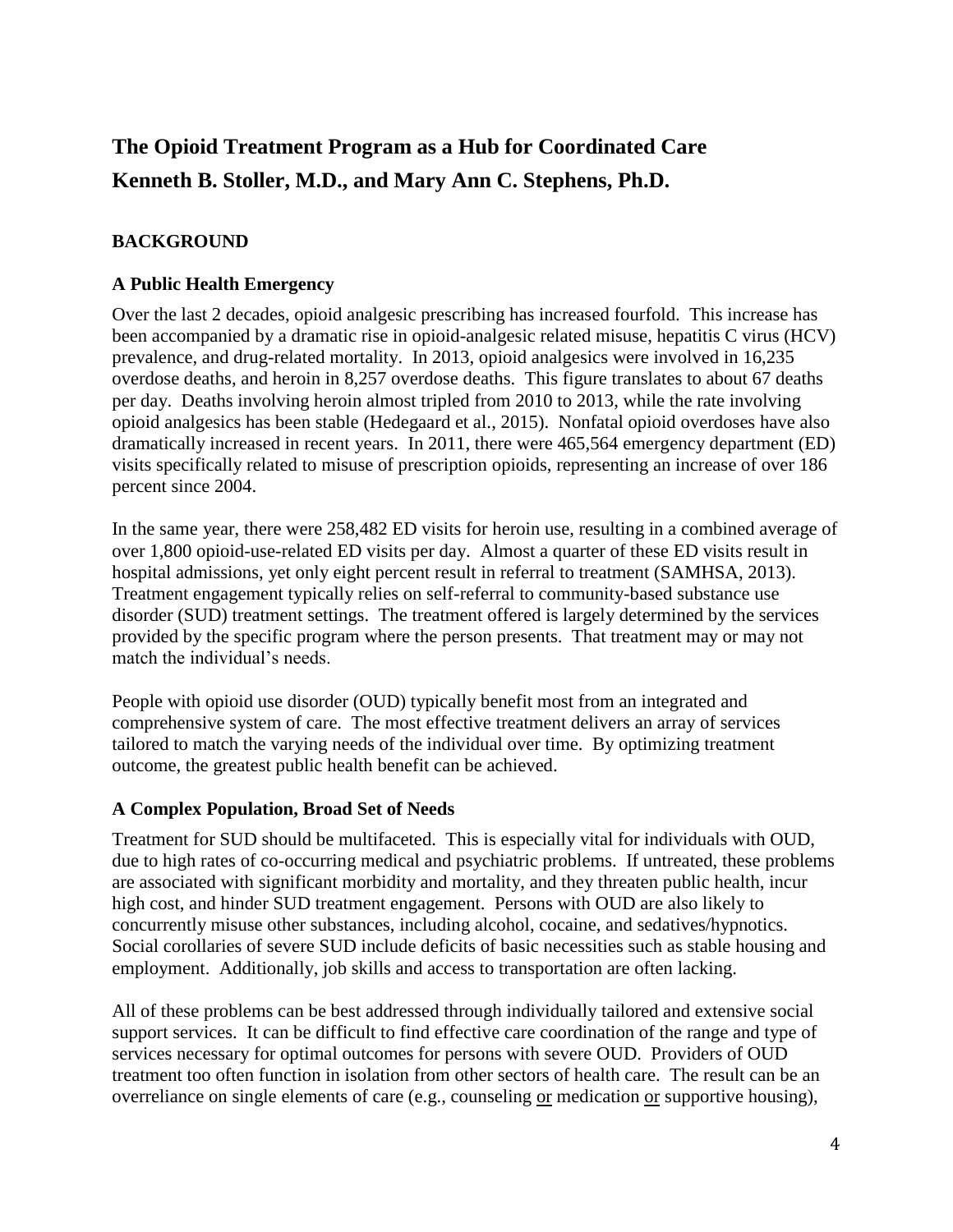# The Opioid Treatment Program as a Hub for Coordinated Care

# Kenneth B. Stoller, M.D., and Mary Ann C. Stephens, Ph.D.

## BACKGROUND

### A Public Health Emergency

Over the last 2 decades, opioid analgesic prescribing has increased fourfold. This increase has been accompanied by a dramatic rise in opioid-analgesic related misuse, hepatitis C virus (HCV) prevalence, and drug-related mortality. In 2013, opioid analgesics were involved in 16,235 overdose deaths, and heroin in 8,257 overdose deaths. This figure translates to about 67 deaths per day. Deaths involving heroin almost tripled from 2010 to 2013, while the rate involving opioid analgesics has been stable (Hedegaard et al., 2015). Nonfatal opioid overdoses have also dramatically increased in recent years. In 2011, there were 465,564 emergency department (ED) visits specifically related to misuse of prescription opioids, representing an increase of over 186 percent since 2004.

In the same year, there were 258,482 ED visits for heroin use, resulting in a combined average of over 1,800 opioid-use-related ED visits per day. Almost a quarter of these ED visits result in hospital admissions, yet only eight percent result in referral to treatment (SAMHSA, 2013). Treatment engagement typically relies on self-referral to community-based substance use disorder (SUD) treatment settings. The treatment offered is largely determined by the services provided by the specific program where the person presents. That treatment may or may not match the individual's needs.

People with opioid use disorder (OUD) typically benefit most from an integrated and comprehensive system of care. The most effective treatment delivers an array of services tailored to match the varying needs of the individual over time. By optimizing treatment outcome, the greatest public health benefit can be achieved.

### A Complex Population, Broad Set of Needs

Treatment for SUD should be multifaceted. This is especially vital for individuals with OUD, due to high rates of co-occurring medical and psychiatric problems. If untreated, these problems are associated with significant morbidity and mortality, and they threaten public health, incur high cost, and hinder SUD treatment engagement. Persons with OUD are also likely to concurrently misuse other substances, including alcohol, cocaine, and sedatives/hypnotics. Social corollaries of severe SUD include deficits of basic necessities such as stable housing and employment. Additionally, job skills and access to transportation are often lacking.

All of these problems can be best addressed through individually tailored and extensive social support services. It can be difficult to find effective care coordination of the range and type of services necessary for optimal outcomes for persons with severe OUD. Providers of OUD treatment too often function in isolation from other sectors of health care. The result can be an overreliance on single elements of care (e.g., counseling <u>or</u> medication <u>or</u> supportive housing),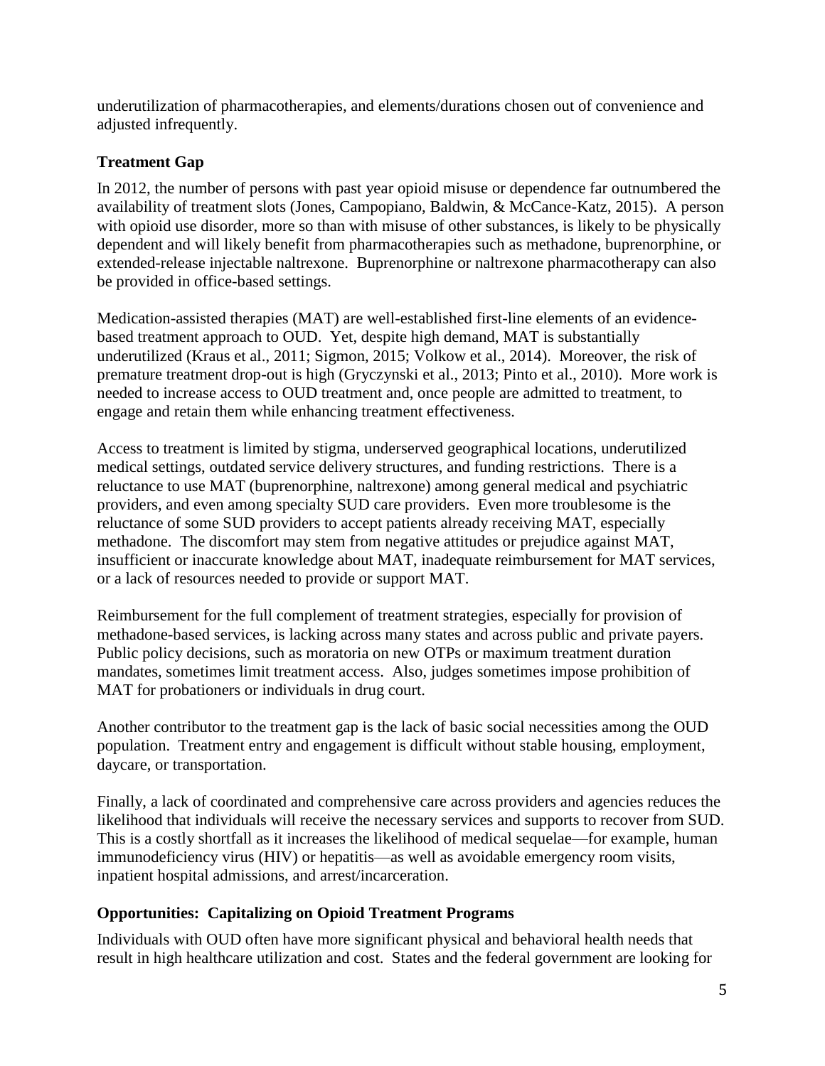underutilization of pharmacotherapies, and elements/durations chosen out of convenience and adjusted infrequently.

## Treatment Gap

In 2012, the number of persons with past year opioid misuse or dependence far outnumbered the availability of treatment slots (Jones, Campopiano, Baldwin, & McCance-Katz, 2015). A person with opioid use disorder, more so than with misuse of other substances, is likely to be physically dependent and will likely benefit from pharmacotherapies such as methadone, buprenorphine, or extended-release injectable naltrexone. Buprenorphine or naltrexone pharmacotherapy can also be provided in office-based settings.

Medication-assisted therapies (MAT) are well-established first-line elements of an evidence-based treatment approach to OUD. Yet, despite high demand, MAT is substantially underutilized (Kraus et al., 2011; Sigmon, 2015; Volkow et al., 2014). Moreover, the risk of premature treatment drop-out is high (Gryczynski et al., 2013; Pinto et al., 2010). More work is needed to increase access to OUD treatment and, once people are admitted to treatment, to engage and retain them while enhancing treatment effectiveness.

Access to treatment is limited by stigma, underserved geographical locations, underutilized medical settings, outdated service delivery structures, and funding restrictions. There is a reluctance to use MAT (buprenorphine, naltrexone) among general medical and psychiatric providers, and even among specialty SUD care providers. Even more troublesome is the reluctance of some SUD providers to accept patients already receiving MAT, especially methadone. The discomfort may stem from negative attitudes or prejudice against MAT, insufficient or inaccurate knowledge about MAT, inadequate reimbursement for MAT services, or a lack of resources needed to provide or support MAT.

Reimbursement for the full complement of treatment strategies, especially for provision of methadone-based services, is lacking across many states and across public and private payers. Public policy decisions, such as moratoria on new OTPs or maximum treatment duration mandates, sometimes limit treatment access. Also, judges sometimes impose prohibition of MAT for probationers or individuals in drug court.

Another contributor to the treatment gap is the lack of basic social necessities among the OUD population. Treatment entry and engagement is difficult without stable housing, employment, daycare, or transportation.

Finally, a lack of coordinated and comprehensive care across providers and agencies reduces the likelihood that individuals will receive the necessary services and supports to recover from SUD. This is a costly shortfall as it increases the likelihood of medical sequelae—for example, human immunodeficiency virus (HIV) or hepatitis—as well as avoidable emergency room visits, inpatient hospital admissions, and arrest/incarceration.

## Opportunities: Capitalizing on Opioid Treatment Programs

Individuals with OUD often have more significant physical and behavioral health needs that result in high healthcare utilization and cost. States and the federal government are looking for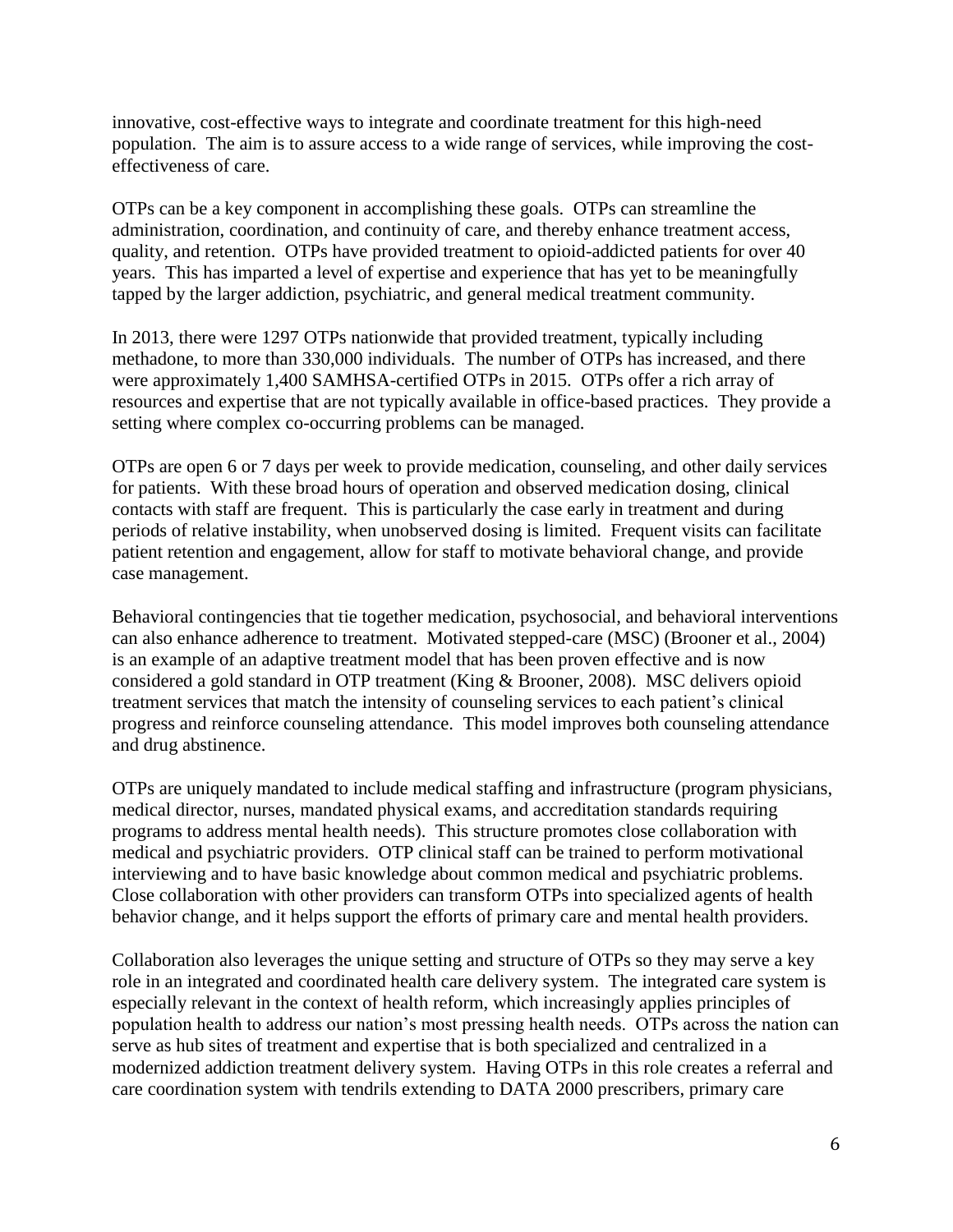innovative, cost-effective ways to integrate and coordinate treatment for this high-need population. The aim is to assure access to a wide range of services, while improving the cost-effectiveness of care.

OTPs can be a key component in accomplishing these goals. OTPs can streamline the administration, coordination, and continuity of care, and thereby enhance treatment access, quality, and retention. OTPs have provided treatment to opioid-addicted patients for over 40 years. This has imparted a level of expertise and experience that has yet to be meaningfully tapped by the larger addiction, psychiatric, and general medical treatment community.

In 2013, there were 1297 OTPs nationwide that provided treatment, typically including methadone, to more than 330,000 individuals. The number of OTPs has increased, and there were approximately 1,400 SAMHSA-certified OTPs in 2015. OTPs offer a rich array of resources and expertise that are not typically available in office-based practices. They provide a setting where complex co-occurring problems can be managed.

OTPs are open 6 or 7 days per week to provide medication, counseling, and other daily services for patients. With these broad hours of operation and observed medication dosing, clinical contacts with staff are frequent. This is particularly the case early in treatment and during periods of relative instability, when unobserved dosing is limited. Frequent visits can facilitate patient retention and engagement, allow for staff to motivate behavioral change, and provide case management.

Behavioral contingencies that tie together medication, psychosocial, and behavioral interventions can also enhance adherence to treatment. Motivated stepped-care (MSC) (Brooner et al., 2004) is an example of an adaptive treatment model that has been proven effective and is now considered a gold standard in OTP treatment (King & Brooner, 2008). MSC delivers opioid treatment services that match the intensity of counseling services to each patient's clinical progress and reinforce counseling attendance. This model improves both counseling attendance and drug abstinence.

OTPs are uniquely mandated to include medical staffing and infrastructure (program physicians, medical director, nurses, mandated physical exams, and accreditation standards requiring programs to address mental health needs). This structure promotes close collaboration with medical and psychiatric providers. OTP clinical staff can be trained to perform motivational interviewing and to have basic knowledge about common medical and psychiatric problems. Close collaboration with other providers can transform OTPs into specialized agents of health behavior change, and it helps support the efforts of primary care and mental health providers.

Collaboration also leverages the unique setting and structure of OTPs so they may serve a key role in an integrated and coordinated health care delivery system. The integrated care system is especially relevant in the context of health reform, which increasingly applies principles of population health to address our nation's most pressing health needs. OTPs across the nation can serve as hub sites of treatment and expertise that is both specialized and centralized in a modernized addiction treatment delivery system. Having OTPs in this role creates a referral and care coordination system with tendrils extending to DATA 2000 prescribers, primary care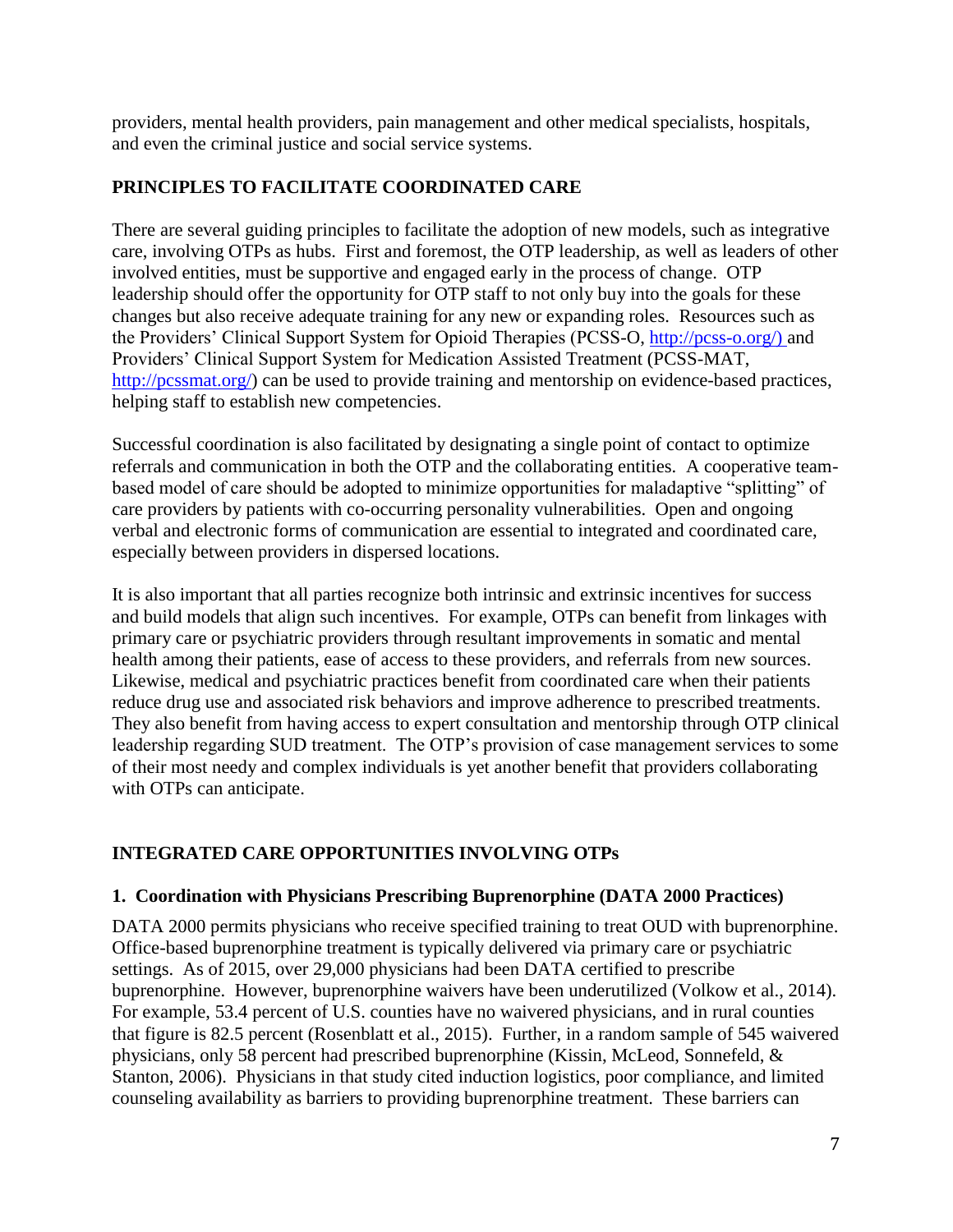providers, mental health providers, pain management and other medical specialists, hospitals, and even the criminal justice and social service systems.

## PRINCIPLES TO FACILITATE COORDINATED CARE

There are several guiding principles to facilitate the adoption of new models, such as integrative care, involving OTPs as hubs. First and foremost, the OTP leadership, as well as leaders of other involved entities, must be supportive and engaged early in the process of change. OTP leadership should offer the opportunity for OTP staff to not only buy into the goals for these changes but also receive adequate training for any new or expanding roles. Resources such as the Providers' Clinical Support System for Opioid Therapies (PCSS-O, http://pcss-o.org/) and Providers' Clinical Support System for Medication Assisted Treatment (PCSS-MAT, http://pcssmat.org/) can be used to provide training and mentorship on evidence-based practices, helping staff to establish new competencies.

Successful coordination is also facilitated by designating a single point of contact to optimize referrals and communication in both the OTP and the collaborating entities. A cooperative team-based model of care should be adopted to minimize opportunities for maladaptive "splitting" of care providers by patients with co-occurring personality vulnerabilities. Open and ongoing verbal and electronic forms of communication are essential to integrated and coordinated care, especially between providers in dispersed locations.

It is also important that all parties recognize both intrinsic and extrinsic incentives for success and build models that align such incentives. For example, OTPs can benefit from linkages with primary care or psychiatric providers through resultant improvements in somatic and mental health among their patients, ease of access to these providers, and referrals from new sources. Likewise, medical and psychiatric practices benefit from coordinated care when their patients reduce drug use and associated risk behaviors and improve adherence to prescribed treatments. They also benefit from having access to expert consultation and mentorship through OTP clinical leadership regarding SUD treatment. The OTP's provision of case management services to some of their most needy and complex individuals is yet another benefit that providers collaborating with OTPs can anticipate.

## INTEGRATED CARE OPPORTUNITIES INVOLVING OTPs

### 1. Coordination with Physicians Prescribing Buprenorphine (DATA 2000 Practices)

DATA 2000 permits physicians who receive specified training to treat OUD with buprenorphine. Office-based buprenorphine treatment is typically delivered via primary care or psychiatric settings. As of 2015, over 29,000 physicians had been DATA certified to prescribe buprenorphine. However, buprenorphine waivers have been underutilized (Volkow et al., 2014). For example, 53.4 percent of U.S. counties have no waivered physicians, and in rural counties that figure is 82.5 percent (Rosenblatt et al., 2015). Further, in a random sample of 545 waivered physicians, only 58 percent had prescribed buprenorphine (Kissin, McLeod, Sonnefeld, & Stanton, 2006). Physicians in that study cited induction logistics, poor compliance, and limited counseling availability as barriers to providing buprenorphine treatment. These barriers can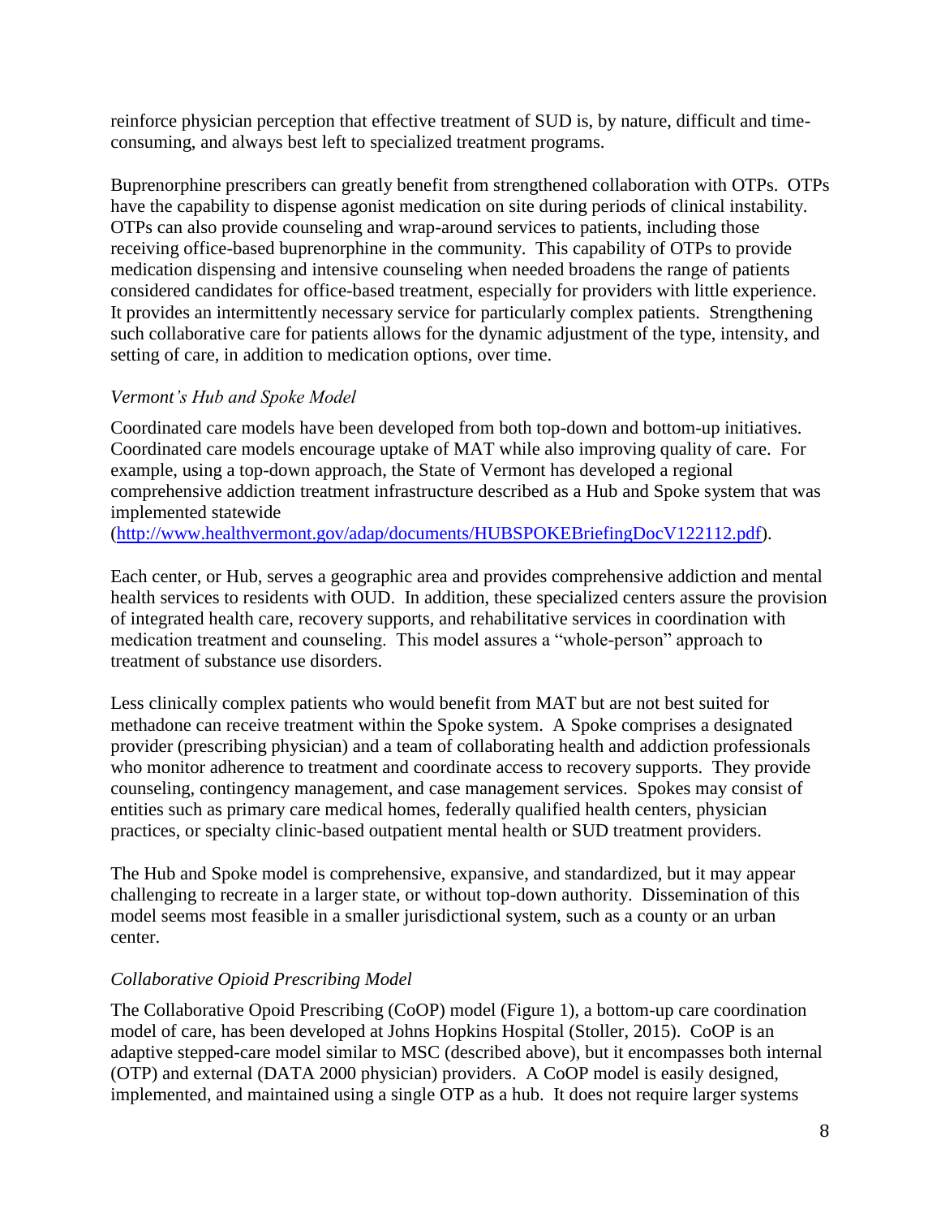reinforce physician perception that effective treatment of SUD is, by nature, difficult and time-consuming, and always best left to specialized treatment programs.

Buprenorphine prescribers can greatly benefit from strengthened collaboration with OTPs. OTPs have the capability to dispense agonist medication on site during periods of clinical instability. OTPs can also provide counseling and wrap-around services to patients, including those receiving office-based buprenorphine in the community. This capability of OTPs to provide medication dispensing and intensive counseling when needed broadens the range of patients considered candidates for office-based treatment, especially for providers with little experience. It provides an intermittently necessary service for particularly complex patients. Strengthening such collaborative care for patients allows for the dynamic adjustment of the type, intensity, and setting of care, in addition to medication options, over time.

### *Vermont's Hub and Spoke Model*

Coordinated care models have been developed from both top-down and bottom-up initiatives. Coordinated care models encourage uptake of MAT while also improving quality of care. For example, using a top-down approach, the State of Vermont has developed a regional comprehensive addiction treatment infrastructure described as a Hub and Spoke system that was implemented statewide (http://www.healthvermont.gov/adap/documents/HUBSPOKEBriefingDocV122112.pdf).

Each center, or Hub, serves a geographic area and provides comprehensive addiction and mental health services to residents with OUD. In addition, these specialized centers assure the provision of integrated health care, recovery supports, and rehabilitative services in coordination with medication treatment and counseling. This model assures a "whole-person" approach to treatment of substance use disorders.

Less clinically complex patients who would benefit from MAT but are not best suited for methadone can receive treatment within the Spoke system. A Spoke comprises a designated provider (prescribing physician) and a team of collaborating health and addiction professionals who monitor adherence to treatment and coordinate access to recovery supports. They provide counseling, contingency management, and case management services. Spokes may consist of entities such as primary care medical homes, federally qualified health centers, physician practices, or specialty clinic-based outpatient mental health or SUD treatment providers.

The Hub and Spoke model is comprehensive, expansive, and standardized, but it may appear challenging to recreate in a larger state, or without top-down authority. Dissemination of this model seems most feasible in a smaller jurisdictional system, such as a county or an urban center.

### *Collaborative Opioid Prescribing Model*

The Collaborative Opoid Prescribing (CoOP) model (Figure 1), a bottom-up care coordination model of care, has been developed at Johns Hopkins Hospital (Stoller, 2015). CoOP is an adaptive stepped-care model similar to MSC (described above), but it encompasses both internal (OTP) and external (DATA 2000 physician) providers. A CoOP model is easily designed, implemented, and maintained using a single OTP as a hub. It does not require larger systems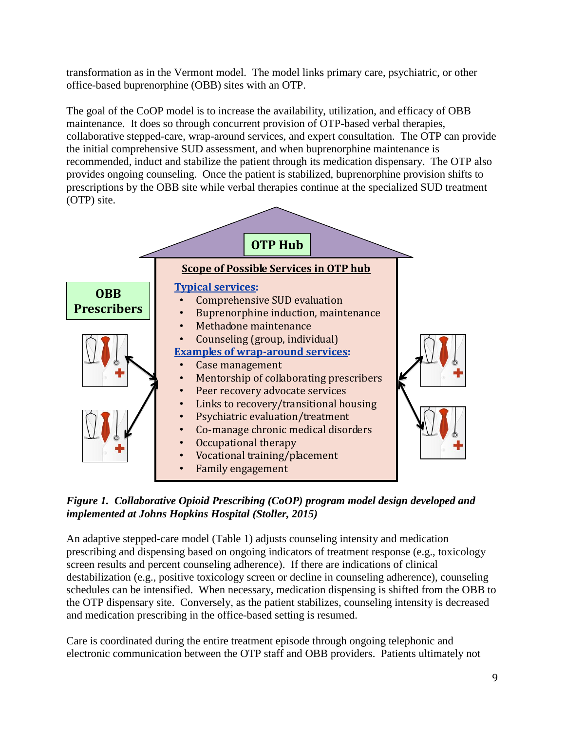transformation as in the Vermont model. The model links primary care, psychiatric, or other office-based buprenorphine (OBB) sites with an OTP.

The goal of the CoOP model is to increase the availability, utilization, and efficacy of OBB maintenance. It does so through concurrent provision of OTP-based verbal therapies, collaborative stepped-care, wrap-around services, and expert consultation. The OTP can provide the initial comprehensive SUD assessment, and when buprenorphine maintenance is recommended, induct and stabilize the patient through its medication dispensary. The OTP also provides ongoing counseling. Once the patient is stabilized, buprenorphine provision shifts to prescriptions by the OBB site while verbal therapies continue at the specialized SUD treatment (OTP) site.

**OTP Hub**

**OBB Prescribers**

**Scope of Possible Services in OTP hub**

**Typical services:**

- Comprehensive SUD evaluation
- Buprenorphine induction, maintenance
- Methadone maintenance
- Counseling (group, individual)

**Examples of wrap-around services:**

- Case management
- Mentorship of collaborating prescribers
- Peer recovery advocate services
- Links to recovery/transitional housing
- Psychiatric evaluation/treatment
- Co-manage chronic medical disorders
- Occupational therapy
- Vocational training/placement
- Family engagement

***Figure 1. Collaborative Opioid Prescribing (CoOP) program model design developed and implemented at Johns Hopkins Hospital (Stoller, 2015)***

An adaptive stepped-care model (Table 1) adjusts counseling intensity and medication prescribing and dispensing based on ongoing indicators of treatment response (e.g., toxicology screen results and percent counseling adherence). If there are indications of clinical destabilization (e.g., positive toxicology screen or decline in counseling adherence), counseling schedules can be intensified. When necessary, medication dispensing is shifted from the OBB to the OTP dispensary site. Conversely, as the patient stabilizes, counseling intensity is decreased and medication prescribing in the office-based setting is resumed.

Care is coordinated during the entire treatment episode through ongoing telephonic and electronic communication between the OTP staff and OBB providers. Patients ultimately not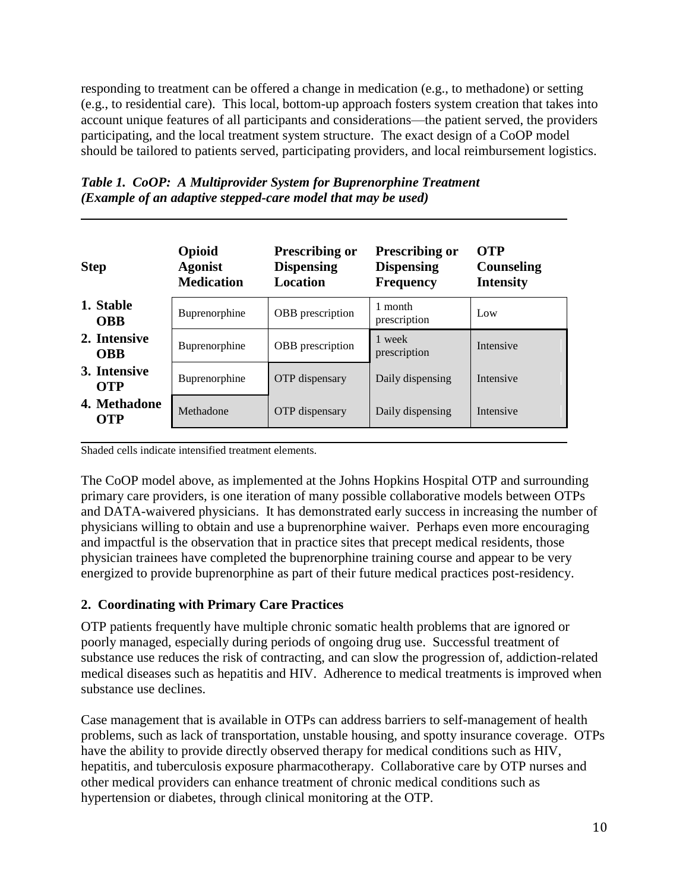responding to treatment can be offered a change in medication (e.g., to methadone) or setting (e.g., to residential care). This local, bottom-up approach fosters system creation that takes into account unique features of all participants and considerations—the patient served, the providers participating, and the local treatment system structure. The exact design of a CoOP model should be tailored to patients served, participating providers, and local reimbursement logistics.

***Table 1. CoOP: A Multiprovider System for Buprenorphine Treatment (Example of an adaptive stepped-care model that may be used)***

| Step | Opioid Agonist Medication | Prescribing or Dispensing Location | Prescribing or Dispensing Frequency | OTP Counseling Intensity |
|---|---|---|---|---|
| **1. Stable OBB** | Buprenorphine | OBB prescription | 1 month prescription | Low |
| **2. Intensive OBB** | Buprenorphine | OBB prescription | 1 week prescription | Intensive |
| **3. Intensive OTP** | Buprenorphine | OTP dispensary | Daily dispensing | Intensive |
| **4. Methadone OTP** | Methadone | OTP dispensary | Daily dispensing | Intensive |

Shaded cells indicate intensified treatment elements.

The CoOP model above, as implemented at the Johns Hopkins Hospital OTP and surrounding primary care providers, is one iteration of many possible collaborative models between OTPs and DATA-waivered physicians. It has demonstrated early success in increasing the number of physicians willing to obtain and use a buprenorphine waiver. Perhaps even more encouraging and impactful is the observation that in practice sites that precept medical residents, those physician trainees have completed the buprenorphine training course and appear to be very energized to provide buprenorphine as part of their future medical practices post-residency.

### 2. Coordinating with Primary Care Practices

OTP patients frequently have multiple chronic somatic health problems that are ignored or poorly managed, especially during periods of ongoing drug use. Successful treatment of substance use reduces the risk of contracting, and can slow the progression of, addiction-related medical diseases such as hepatitis and HIV. Adherence to medical treatments is improved when substance use declines.

Case management that is available in OTPs can address barriers to self-management of health problems, such as lack of transportation, unstable housing, and spotty insurance coverage. OTPs have the ability to provide directly observed therapy for medical conditions such as HIV, hepatitis, and tuberculosis exposure pharmacotherapy. Collaborative care by OTP nurses and other medical providers can enhance treatment of chronic medical conditions such as hypertension or diabetes, through clinical monitoring at the OTP.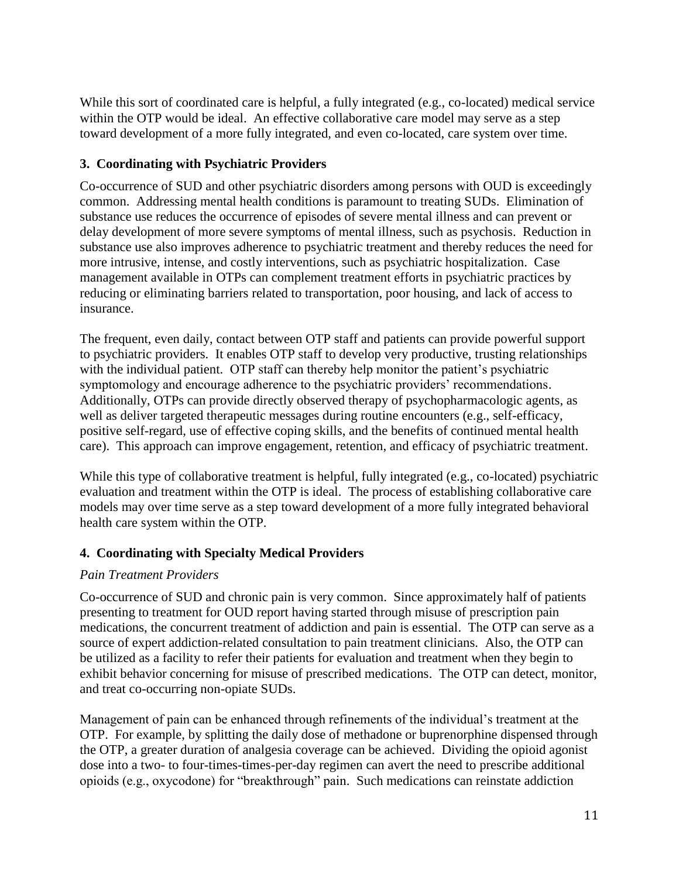While this sort of coordinated care is helpful, a fully integrated (e.g., co-located) medical service within the OTP would be ideal. An effective collaborative care model may serve as a step toward development of a more fully integrated, and even co-located, care system over time.

### 3. Coordinating with Psychiatric Providers

Co-occurrence of SUD and other psychiatric disorders among persons with OUD is exceedingly common. Addressing mental health conditions is paramount to treating SUDs. Elimination of substance use reduces the occurrence of episodes of severe mental illness and can prevent or delay development of more severe symptoms of mental illness, such as psychosis. Reduction in substance use also improves adherence to psychiatric treatment and thereby reduces the need for more intrusive, intense, and costly interventions, such as psychiatric hospitalization. Case management available in OTPs can complement treatment efforts in psychiatric practices by reducing or eliminating barriers related to transportation, poor housing, and lack of access to insurance.

The frequent, even daily, contact between OTP staff and patients can provide powerful support to psychiatric providers. It enables OTP staff to develop very productive, trusting relationships with the individual patient. OTP staff can thereby help monitor the patient's psychiatric symptomology and encourage adherence to the psychiatric providers' recommendations. Additionally, OTPs can provide directly observed therapy of psychopharmacologic agents, as well as deliver targeted therapeutic messages during routine encounters (e.g., self-efficacy, positive self-regard, use of effective coping skills, and the benefits of continued mental health care). This approach can improve engagement, retention, and efficacy of psychiatric treatment.

While this type of collaborative treatment is helpful, fully integrated (e.g., co-located) psychiatric evaluation and treatment within the OTP is ideal. The process of establishing collaborative care models may over time serve as a step toward development of a more fully integrated behavioral health care system within the OTP.

### 4. Coordinating with Specialty Medical Providers

*Pain Treatment Providers*

Co-occurrence of SUD and chronic pain is very common. Since approximately half of patients presenting to treatment for OUD report having started through misuse of prescription pain medications, the concurrent treatment of addiction and pain is essential. The OTP can serve as a source of expert addiction-related consultation to pain treatment clinicians. Also, the OTP can be utilized as a facility to refer their patients for evaluation and treatment when they begin to exhibit behavior concerning for misuse of prescribed medications. The OTP can detect, monitor, and treat co-occurring non-opiate SUDs.

Management of pain can be enhanced through refinements of the individual's treatment at the OTP. For example, by splitting the daily dose of methadone or buprenorphine dispensed through the OTP, a greater duration of analgesia coverage can be achieved. Dividing the opioid agonist dose into a two- to four-times-times-per-day regimen can avert the need to prescribe additional opioids (e.g., oxycodone) for "breakthrough" pain. Such medications can reinstate addiction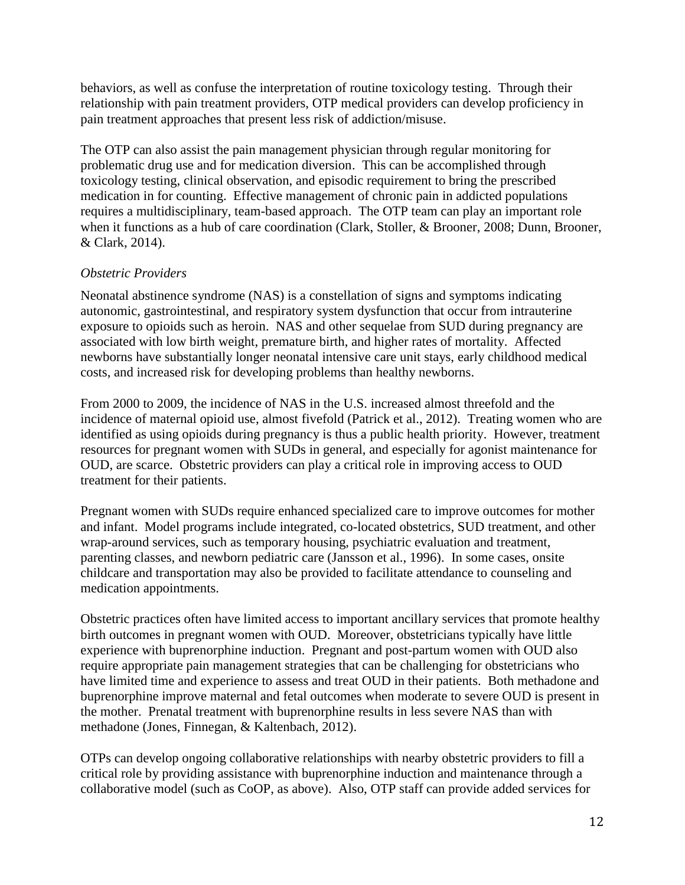behaviors, as well as confuse the interpretation of routine toxicology testing. Through their relationship with pain treatment providers, OTP medical providers can develop proficiency in pain treatment approaches that present less risk of addiction/misuse.

The OTP can also assist the pain management physician through regular monitoring for problematic drug use and for medication diversion. This can be accomplished through toxicology testing, clinical observation, and episodic requirement to bring the prescribed medication in for counting. Effective management of chronic pain in addicted populations requires a multidisciplinary, team-based approach. The OTP team can play an important role when it functions as a hub of care coordination (Clark, Stoller, & Brooner, 2008; Dunn, Brooner, & Clark, 2014).

*Obstetric Providers*

Neonatal abstinence syndrome (NAS) is a constellation of signs and symptoms indicating autonomic, gastrointestinal, and respiratory system dysfunction that occur from intrauterine exposure to opioids such as heroin. NAS and other sequelae from SUD during pregnancy are associated with low birth weight, premature birth, and higher rates of mortality. Affected newborns have substantially longer neonatal intensive care unit stays, early childhood medical costs, and increased risk for developing problems than healthy newborns.

From 2000 to 2009, the incidence of NAS in the U.S. increased almost threefold and the incidence of maternal opioid use, almost fivefold (Patrick et al., 2012). Treating women who are identified as using opioids during pregnancy is thus a public health priority. However, treatment resources for pregnant women with SUDs in general, and especially for agonist maintenance for OUD, are scarce. Obstetric providers can play a critical role in improving access to OUD treatment for their patients.

Pregnant women with SUDs require enhanced specialized care to improve outcomes for mother and infant. Model programs include integrated, co-located obstetrics, SUD treatment, and other wrap-around services, such as temporary housing, psychiatric evaluation and treatment, parenting classes, and newborn pediatric care (Jansson et al., 1996). In some cases, onsite childcare and transportation may also be provided to facilitate attendance to counseling and medication appointments.

Obstetric practices often have limited access to important ancillary services that promote healthy birth outcomes in pregnant women with OUD. Moreover, obstetricians typically have little experience with buprenorphine induction. Pregnant and post-partum women with OUD also require appropriate pain management strategies that can be challenging for obstetricians who have limited time and experience to assess and treat OUD in their patients. Both methadone and buprenorphine improve maternal and fetal outcomes when moderate to severe OUD is present in the mother. Prenatal treatment with buprenorphine results in less severe NAS than with methadone (Jones, Finnegan, & Kaltenbach, 2012).

OTPs can develop ongoing collaborative relationships with nearby obstetric providers to fill a critical role by providing assistance with buprenorphine induction and maintenance through a collaborative model (such as CoOP, as above). Also, OTP staff can provide added services for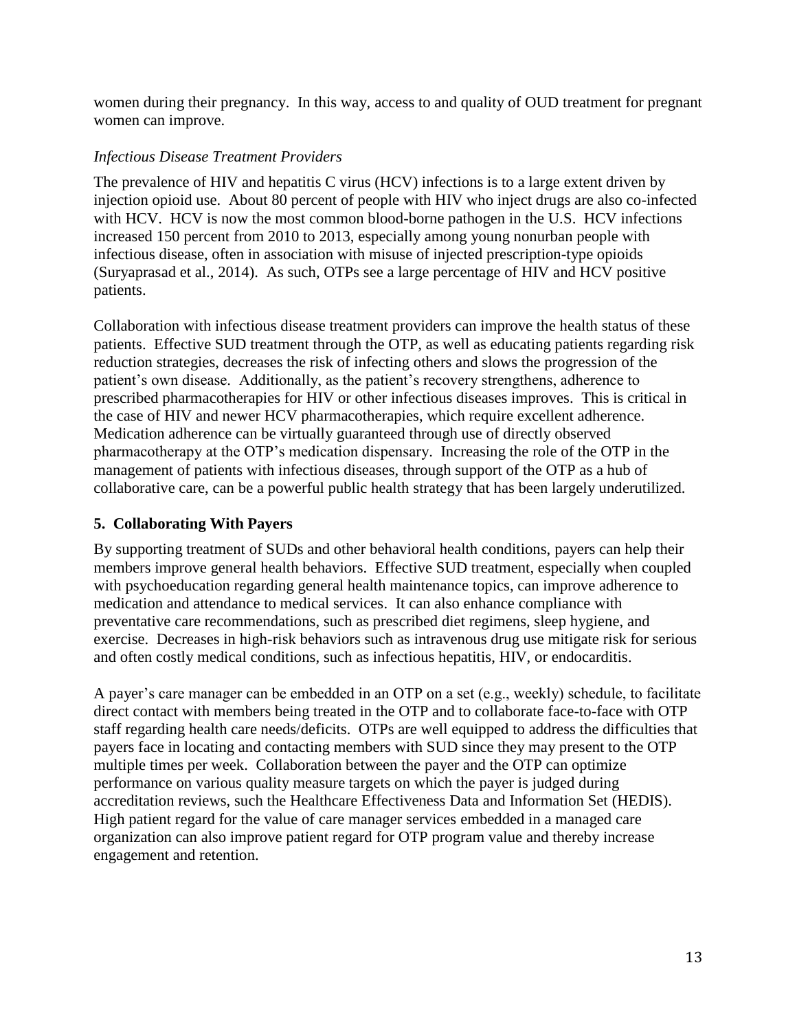women during their pregnancy. In this way, access to and quality of OUD treatment for pregnant women can improve.

*Infectious Disease Treatment Providers*

The prevalence of HIV and hepatitis C virus (HCV) infections is to a large extent driven by injection opioid use. About 80 percent of people with HIV who inject drugs are also co-infected with HCV. HCV is now the most common blood-borne pathogen in the U.S. HCV infections increased 150 percent from 2010 to 2013, especially among young nonurban people with infectious disease, often in association with misuse of injected prescription-type opioids (Suryaprasad et al., 2014). As such, OTPs see a large percentage of HIV and HCV positive patients.

Collaboration with infectious disease treatment providers can improve the health status of these patients. Effective SUD treatment through the OTP, as well as educating patients regarding risk reduction strategies, decreases the risk of infecting others and slows the progression of the patient's own disease. Additionally, as the patient's recovery strengthens, adherence to prescribed pharmacotherapies for HIV or other infectious diseases improves. This is critical in the case of HIV and newer HCV pharmacotherapies, which require excellent adherence. Medication adherence can be virtually guaranteed through use of directly observed pharmacotherapy at the OTP's medication dispensary. Increasing the role of the OTP in the management of patients with infectious diseases, through support of the OTP as a hub of collaborative care, can be a powerful public health strategy that has been largely underutilized.

### 5. Collaborating With Payers

By supporting treatment of SUDs and other behavioral health conditions, payers can help their members improve general health behaviors. Effective SUD treatment, especially when coupled with psychoeducation regarding general health maintenance topics, can improve adherence to medication and attendance to medical services. It can also enhance compliance with preventative care recommendations, such as prescribed diet regimens, sleep hygiene, and exercise. Decreases in high-risk behaviors such as intravenous drug use mitigate risk for serious and often costly medical conditions, such as infectious hepatitis, HIV, or endocarditis.

A payer's care manager can be embedded in an OTP on a set (e.g., weekly) schedule, to facilitate direct contact with members being treated in the OTP and to collaborate face-to-face with OTP staff regarding health care needs/deficits. OTPs are well equipped to address the difficulties that payers face in locating and contacting members with SUD since they may present to the OTP multiple times per week. Collaboration between the payer and the OTP can optimize performance on various quality measure targets on which the payer is judged during accreditation reviews, such the Healthcare Effectiveness Data and Information Set (HEDIS). High patient regard for the value of care manager services embedded in a managed care organization can also improve patient regard for OTP program value and thereby increase engagement and retention.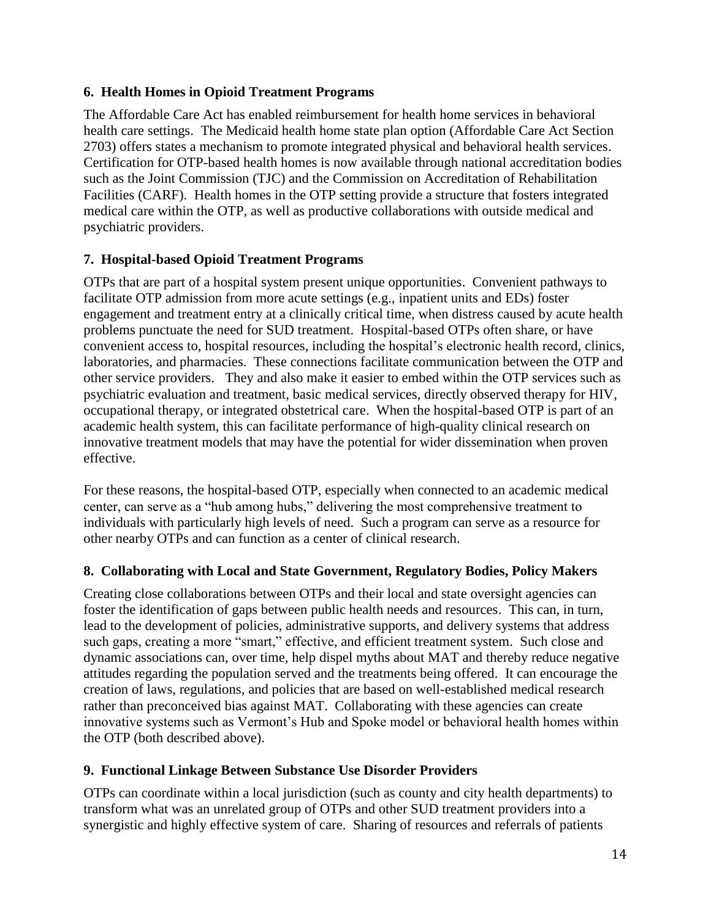### 6. Health Homes in Opioid Treatment Programs

The Affordable Care Act has enabled reimbursement for health home services in behavioral health care settings. The Medicaid health home state plan option (Affordable Care Act Section 2703) offers states a mechanism to promote integrated physical and behavioral health services. Certification for OTP-based health homes is now available through national accreditation bodies such as the Joint Commission (TJC) and the Commission on Accreditation of Rehabilitation Facilities (CARF). Health homes in the OTP setting provide a structure that fosters integrated medical care within the OTP, as well as productive collaborations with outside medical and psychiatric providers.

### 7. Hospital-based Opioid Treatment Programs

OTPs that are part of a hospital system present unique opportunities. Convenient pathways to facilitate OTP admission from more acute settings (e.g., inpatient units and EDs) foster engagement and treatment entry at a clinically critical time, when distress caused by acute health problems punctuate the need for SUD treatment. Hospital-based OTPs often share, or have convenient access to, hospital resources, including the hospital's electronic health record, clinics, laboratories, and pharmacies. These connections facilitate communication between the OTP and other service providers. They and also make it easier to embed within the OTP services such as psychiatric evaluation and treatment, basic medical services, directly observed therapy for HIV, occupational therapy, or integrated obstetrical care. When the hospital-based OTP is part of an academic health system, this can facilitate performance of high-quality clinical research on innovative treatment models that may have the potential for wider dissemination when proven effective.

For these reasons, the hospital-based OTP, especially when connected to an academic medical center, can serve as a "hub among hubs," delivering the most comprehensive treatment to individuals with particularly high levels of need. Such a program can serve as a resource for other nearby OTPs and can function as a center of clinical research.

### 8. Collaborating with Local and State Government, Regulatory Bodies, Policy Makers

Creating close collaborations between OTPs and their local and state oversight agencies can foster the identification of gaps between public health needs and resources. This can, in turn, lead to the development of policies, administrative supports, and delivery systems that address such gaps, creating a more "smart," effective, and efficient treatment system. Such close and dynamic associations can, over time, help dispel myths about MAT and thereby reduce negative attitudes regarding the population served and the treatments being offered. It can encourage the creation of laws, regulations, and policies that are based on well-established medical research rather than preconceived bias against MAT. Collaborating with these agencies can create innovative systems such as Vermont's Hub and Spoke model or behavioral health homes within the OTP (both described above).

### 9. Functional Linkage Between Substance Use Disorder Providers

OTPs can coordinate within a local jurisdiction (such as county and city health departments) to transform what was an unrelated group of OTPs and other SUD treatment providers into a synergistic and highly effective system of care. Sharing of resources and referrals of patients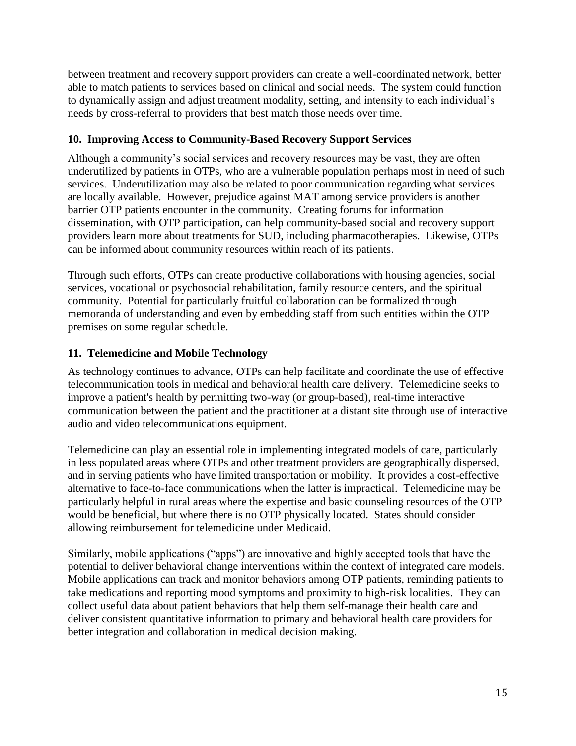between treatment and recovery support providers can create a well-coordinated network, better able to match patients to services based on clinical and social needs. The system could function to dynamically assign and adjust treatment modality, setting, and intensity to each individual's needs by cross-referral to providers that best match those needs over time.

### 10. Improving Access to Community-Based Recovery Support Services

Although a community's social services and recovery resources may be vast, they are often underutilized by patients in OTPs, who are a vulnerable population perhaps most in need of such services. Underutilization may also be related to poor communication regarding what services are locally available. However, prejudice against MAT among service providers is another barrier OTP patients encounter in the community. Creating forums for information dissemination, with OTP participation, can help community-based social and recovery support providers learn more about treatments for SUD, including pharmacotherapies. Likewise, OTPs can be informed about community resources within reach of its patients.

Through such efforts, OTPs can create productive collaborations with housing agencies, social services, vocational or psychosocial rehabilitation, family resource centers, and the spiritual community. Potential for particularly fruitful collaboration can be formalized through memoranda of understanding and even by embedding staff from such entities within the OTP premises on some regular schedule.

### 11. Telemedicine and Mobile Technology

As technology continues to advance, OTPs can help facilitate and coordinate the use of effective telecommunication tools in medical and behavioral health care delivery. Telemedicine seeks to improve a patient's health by permitting two-way (or group-based), real-time interactive communication between the patient and the practitioner at a distant site through use of interactive audio and video telecommunications equipment.

Telemedicine can play an essential role in implementing integrated models of care, particularly in less populated areas where OTPs and other treatment providers are geographically dispersed, and in serving patients who have limited transportation or mobility. It provides a cost-effective alternative to face-to-face communications when the latter is impractical. Telemedicine may be particularly helpful in rural areas where the expertise and basic counseling resources of the OTP would be beneficial, but where there is no OTP physically located. States should consider allowing reimbursement for telemedicine under Medicaid.

Similarly, mobile applications ("apps") are innovative and highly accepted tools that have the potential to deliver behavioral change interventions within the context of integrated care models. Mobile applications can track and monitor behaviors among OTP patients, reminding patients to take medications and reporting mood symptoms and proximity to high-risk localities. They can collect useful data about patient behaviors that help them self-manage their health care and deliver consistent quantitative information to primary and behavioral health care providers for better integration and collaboration in medical decision making.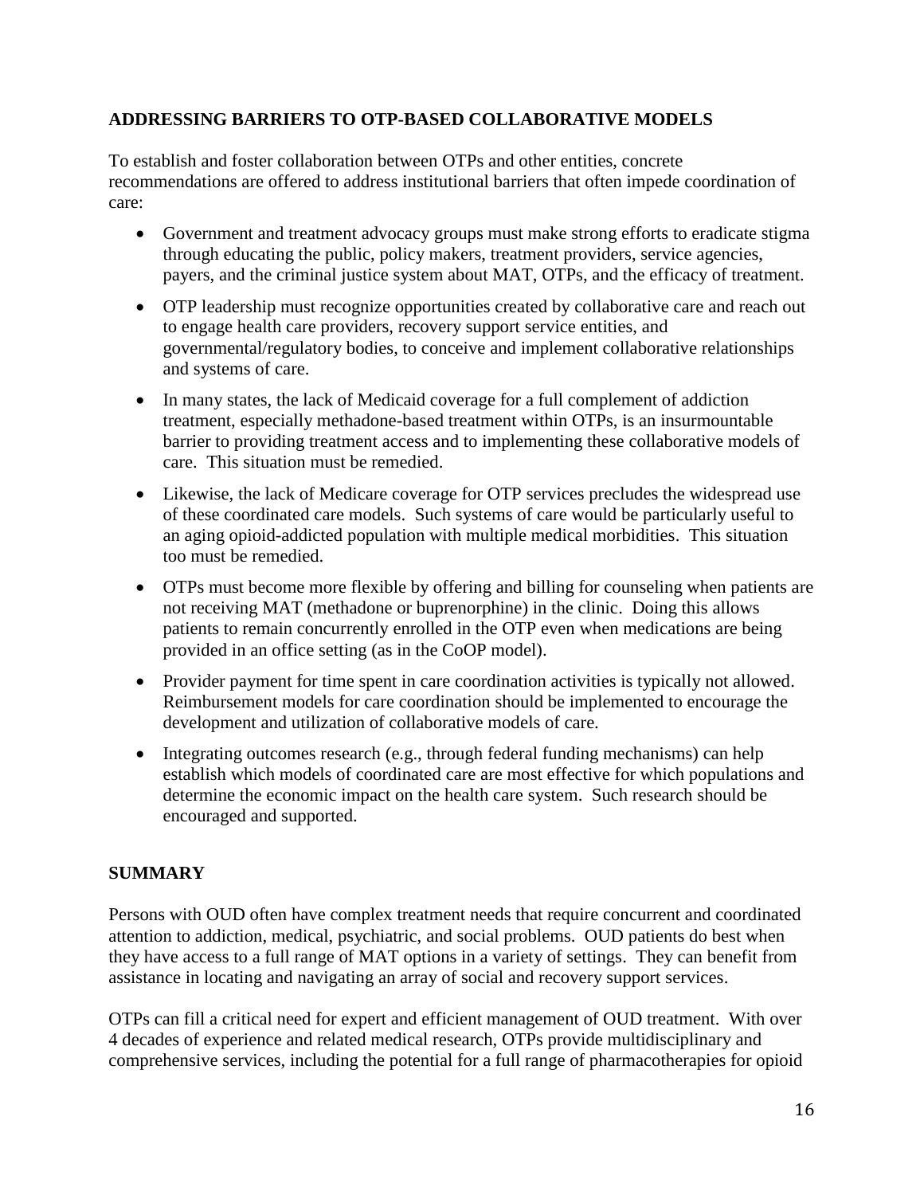## ADDRESSING BARRIERS TO OTP-BASED COLLABORATIVE MODELS

To establish and foster collaboration between OTPs and other entities, concrete recommendations are offered to address institutional barriers that often impede coordination of care:

- Government and treatment advocacy groups must make strong efforts to eradicate stigma through educating the public, policy makers, treatment providers, service agencies, payers, and the criminal justice system about MAT, OTPs, and the efficacy of treatment.
- OTP leadership must recognize opportunities created by collaborative care and reach out to engage health care providers, recovery support service entities, and governmental/regulatory bodies, to conceive and implement collaborative relationships and systems of care.
- In many states, the lack of Medicaid coverage for a full complement of addiction treatment, especially methadone-based treatment within OTPs, is an insurmountable barrier to providing treatment access and to implementing these collaborative models of care. This situation must be remedied.
- Likewise, the lack of Medicare coverage for OTP services precludes the widespread use of these coordinated care models. Such systems of care would be particularly useful to an aging opioid-addicted population with multiple medical morbidities. This situation too must be remedied.
- OTPs must become more flexible by offering and billing for counseling when patients are not receiving MAT (methadone or buprenorphine) in the clinic. Doing this allows patients to remain concurrently enrolled in the OTP even when medications are being provided in an office setting (as in the CoOP model).
- Provider payment for time spent in care coordination activities is typically not allowed. Reimbursement models for care coordination should be implemented to encourage the development and utilization of collaborative models of care.
- Integrating outcomes research (e.g., through federal funding mechanisms) can help establish which models of coordinated care are most effective for which populations and determine the economic impact on the health care system. Such research should be encouraged and supported.

## SUMMARY

Persons with OUD often have complex treatment needs that require concurrent and coordinated attention to addiction, medical, psychiatric, and social problems. OUD patients do best when they have access to a full range of MAT options in a variety of settings. They can benefit from assistance in locating and navigating an array of social and recovery support services.

OTPs can fill a critical need for expert and efficient management of OUD treatment. With over 4 decades of experience and related medical research, OTPs provide multidisciplinary and comprehensive services, including the potential for a full range of pharmacotherapies for opioid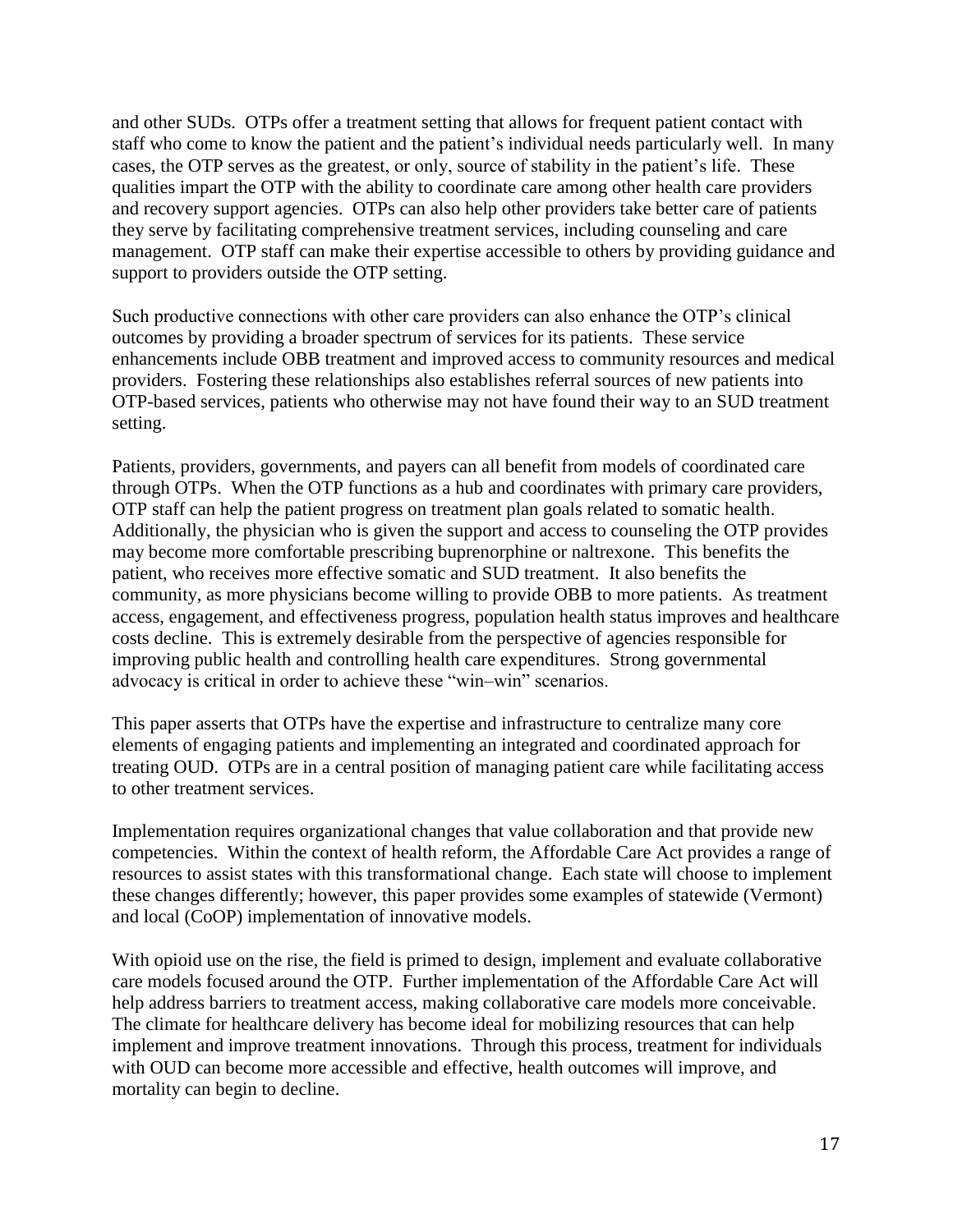and other SUDs. OTPs offer a treatment setting that allows for frequent patient contact with staff who come to know the patient and the patient's individual needs particularly well. In many cases, the OTP serves as the greatest, or only, source of stability in the patient's life. These qualities impart the OTP with the ability to coordinate care among other health care providers and recovery support agencies. OTPs can also help other providers take better care of patients they serve by facilitating comprehensive treatment services, including counseling and care management. OTP staff can make their expertise accessible to others by providing guidance and support to providers outside the OTP setting.

Such productive connections with other care providers can also enhance the OTP's clinical outcomes by providing a broader spectrum of services for its patients. These service enhancements include OBB treatment and improved access to community resources and medical providers. Fostering these relationships also establishes referral sources of new patients into OTP-based services, patients who otherwise may not have found their way to an SUD treatment setting.

Patients, providers, governments, and payers can all benefit from models of coordinated care through OTPs. When the OTP functions as a hub and coordinates with primary care providers, OTP staff can help the patient progress on treatment plan goals related to somatic health. Additionally, the physician who is given the support and access to counseling the OTP provides may become more comfortable prescribing buprenorphine or naltrexone. This benefits the patient, who receives more effective somatic and SUD treatment. It also benefits the community, as more physicians become willing to provide OBB to more patients. As treatment access, engagement, and effectiveness progress, population health status improves and healthcare costs decline. This is extremely desirable from the perspective of agencies responsible for improving public health and controlling health care expenditures. Strong governmental advocacy is critical in order to achieve these "win–win" scenarios.

This paper asserts that OTPs have the expertise and infrastructure to centralize many core elements of engaging patients and implementing an integrated and coordinated approach for treating OUD. OTPs are in a central position of managing patient care while facilitating access to other treatment services.

Implementation requires organizational changes that value collaboration and that provide new competencies. Within the context of health reform, the Affordable Care Act provides a range of resources to assist states with this transformational change. Each state will choose to implement these changes differently; however, this paper provides some examples of statewide (Vermont) and local (CoOP) implementation of innovative models.

With opioid use on the rise, the field is primed to design, implement and evaluate collaborative care models focused around the OTP. Further implementation of the Affordable Care Act will help address barriers to treatment access, making collaborative care models more conceivable. The climate for healthcare delivery has become ideal for mobilizing resources that can help implement and improve treatment innovations. Through this process, treatment for individuals with OUD can become more accessible and effective, health outcomes will improve, and mortality can begin to decline.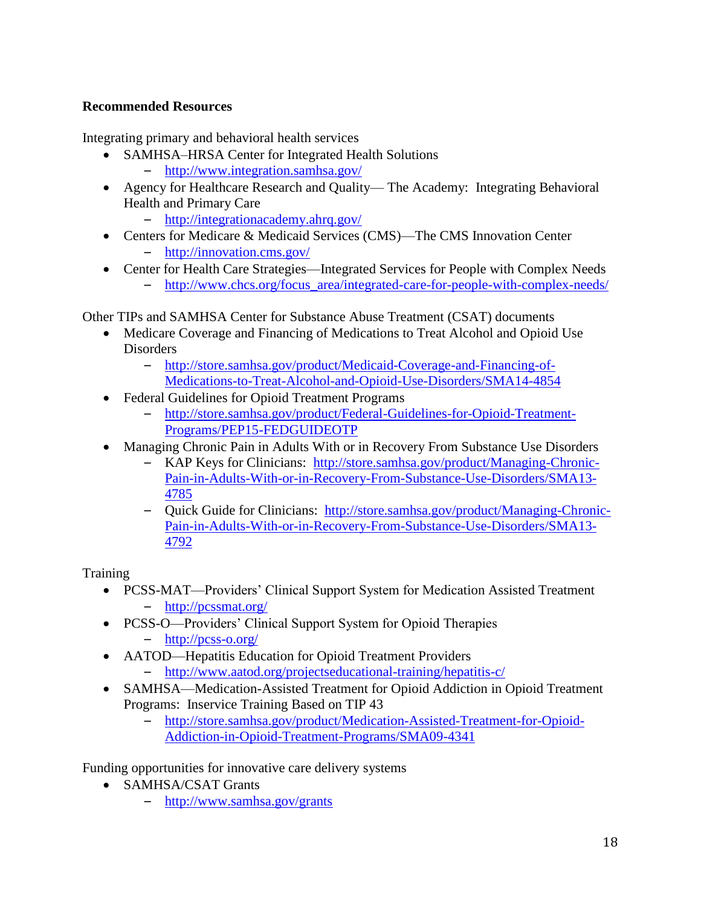**Recommended Resources**

Integrating primary and behavioral health services

- SAMHSA–HRSA Center for Integrated Health Solutions
  - http://www.integration.samhsa.gov/
- Agency for Healthcare Research and Quality— The Academy: Integrating Behavioral Health and Primary Care
  - http://integrationacademy.ahrq.gov/
- Centers for Medicare & Medicaid Services (CMS)—The CMS Innovation Center
  - http://innovation.cms.gov/
- Center for Health Care Strategies—Integrated Services for People with Complex Needs
  - http://www.chcs.org/focus_area/integrated-care-for-people-with-complex-needs/

Other TIPs and SAMHSA Center for Substance Abuse Treatment (CSAT) documents

- Medicare Coverage and Financing of Medications to Treat Alcohol and Opioid Use Disorders
  - http://store.samhsa.gov/product/Medicaid-Coverage-and-Financing-of-Medications-to-Treat-Alcohol-and-Opioid-Use-Disorders/SMA14-4854
- Federal Guidelines for Opioid Treatment Programs
  - http://store.samhsa.gov/product/Federal-Guidelines-for-Opioid-Treatment-Programs/PEP15-FEDGUIDEOTP
- Managing Chronic Pain in Adults With or in Recovery From Substance Use Disorders
  - KAP Keys for Clinicians: http://store.samhsa.gov/product/Managing-Chronic-Pain-in-Adults-With-or-in-Recovery-From-Substance-Use-Disorders/SMA13-4785
  - Quick Guide for Clinicians: http://store.samhsa.gov/product/Managing-Chronic-Pain-in-Adults-With-or-in-Recovery-From-Substance-Use-Disorders/SMA13-4792

Training

- PCSS-MAT—Providers' Clinical Support System for Medication Assisted Treatment
  - http://pcssmat.org/
- PCSS-O—Providers' Clinical Support System for Opioid Therapies
  - http://pcss-o.org/
- AATOD—Hepatitis Education for Opioid Treatment Providers
  - http://www.aatod.org/projectseducational-training/hepatitis-c/
- SAMHSA—Medication-Assisted Treatment for Opioid Addiction in Opioid Treatment Programs: Inservice Training Based on TIP 43
  - http://store.samhsa.gov/product/Medication-Assisted-Treatment-for-Opioid-Addiction-in-Opioid-Treatment-Programs/SMA09-4341

Funding opportunities for innovative care delivery systems

- SAMHSA/CSAT Grants
  - http://www.samhsa.gov/grants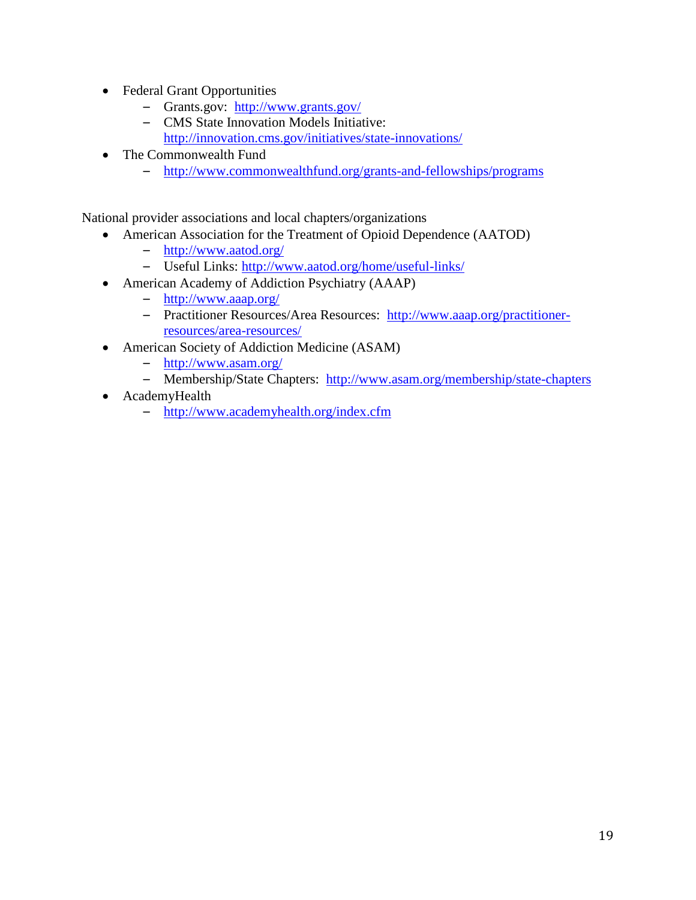- Federal Grant Opportunities
  - Grants.gov: http://www.grants.gov/
  - CMS State Innovation Models Initiative: http://innovation.cms.gov/initiatives/state-innovations/
- The Commonwealth Fund
  - http://www.commonwealthfund.org/grants-and-fellowships/programs

National provider associations and local chapters/organizations

- American Association for the Treatment of Opioid Dependence (AATOD)
  - http://www.aatod.org/
  - Useful Links: http://www.aatod.org/home/useful-links/
- American Academy of Addiction Psychiatry (AAAP)
  - http://www.aaap.org/
  - Practitioner Resources/Area Resources: http://www.aaap.org/practitioner-resources/area-resources/
- American Society of Addiction Medicine (ASAM)
  - http://www.asam.org/
  - Membership/State Chapters: http://www.asam.org/membership/state-chapters
- AcademyHealth
  - http://www.academyhealth.org/index.cfm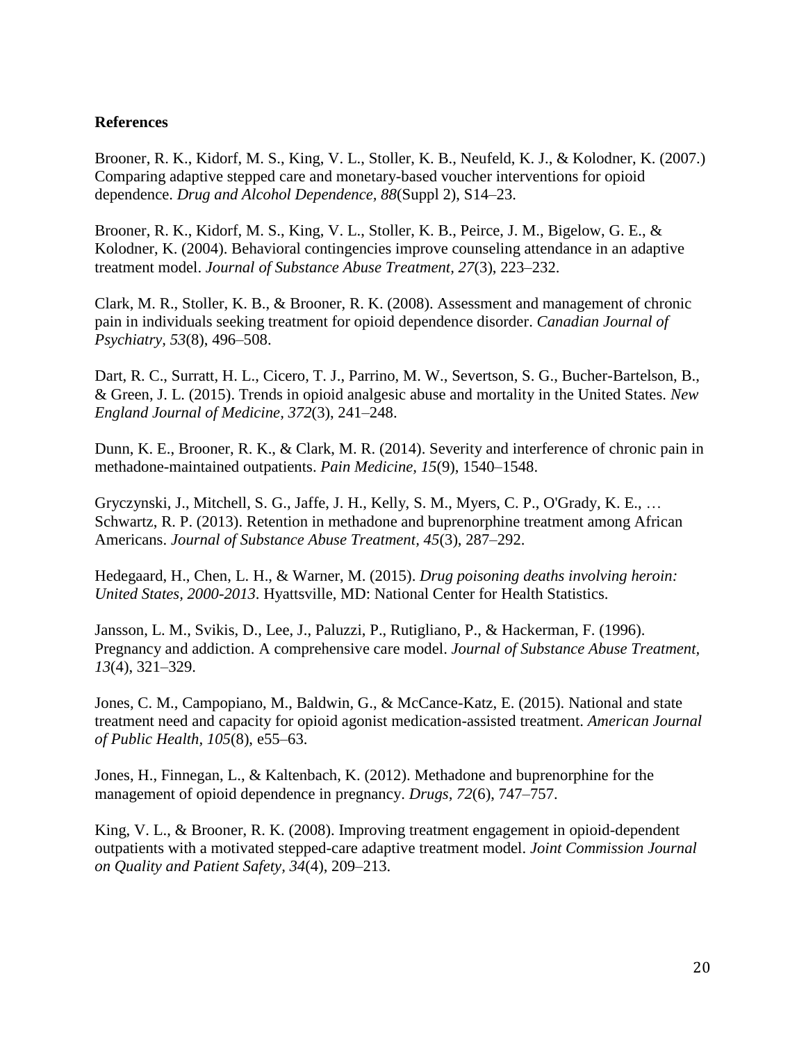**References**

Brooner, R. K., Kidorf, M. S., King, V. L., Stoller, K. B., Neufeld, K. J., & Kolodner, K. (2007.) Comparing adaptive stepped care and monetary-based voucher interventions for opioid dependence. *Drug and Alcohol Dependence*, *88*(Suppl 2), S14–23.

Brooner, R. K., Kidorf, M. S., King, V. L., Stoller, K. B., Peirce, J. M., Bigelow, G. E., & Kolodner, K. (2004). Behavioral contingencies improve counseling attendance in an adaptive treatment model. *Journal of Substance Abuse Treatment, 27*(3), 223–232.

Clark, M. R., Stoller, K. B., & Brooner, R. K. (2008). Assessment and management of chronic pain in individuals seeking treatment for opioid dependence disorder. *Canadian Journal of Psychiatry, 53*(8), 496–508.

Dart, R. C., Surratt, H. L., Cicero, T. J., Parrino, M. W., Severtson, S. G., Bucher-Bartelson, B., & Green, J. L. (2015). Trends in opioid analgesic abuse and mortality in the United States. *New England Journal of Medicine, 372*(3), 241–248.

Dunn, K. E., Brooner, R. K., & Clark, M. R. (2014). Severity and interference of chronic pain in methadone-maintained outpatients. *Pain Medicine, 15*(9), 1540–1548.

Gryczynski, J., Mitchell, S. G., Jaffe, J. H., Kelly, S. M., Myers, C. P., O'Grady, K. E., … Schwartz, R. P. (2013). Retention in methadone and buprenorphine treatment among African Americans. *Journal of Substance Abuse Treatment, 45*(3), 287–292.

Hedegaard, H., Chen, L. H., & Warner, M. (2015). *Drug poisoning deaths involving heroin: United States, 2000-2013*. Hyattsville, MD: National Center for Health Statistics.

Jansson, L. M., Svikis, D., Lee, J., Paluzzi, P., Rutigliano, P., & Hackerman, F. (1996). Pregnancy and addiction. A comprehensive care model. *Journal of Substance Abuse Treatment, 13*(4), 321–329.

Jones, C. M., Campopiano, M., Baldwin, G., & McCance-Katz, E. (2015). National and state treatment need and capacity for opioid agonist medication-assisted treatment. *American Journal of Public Health, 105*(8), e55–63.

Jones, H., Finnegan, L., & Kaltenbach, K. (2012). Methadone and buprenorphine for the management of opioid dependence in pregnancy. *Drugs, 72*(6), 747–757.

King, V. L., & Brooner, R. K. (2008). Improving treatment engagement in opioid-dependent outpatients with a motivated stepped-care adaptive treatment model. *Joint Commission Journal on Quality and Patient Safety, 34*(4), 209–213.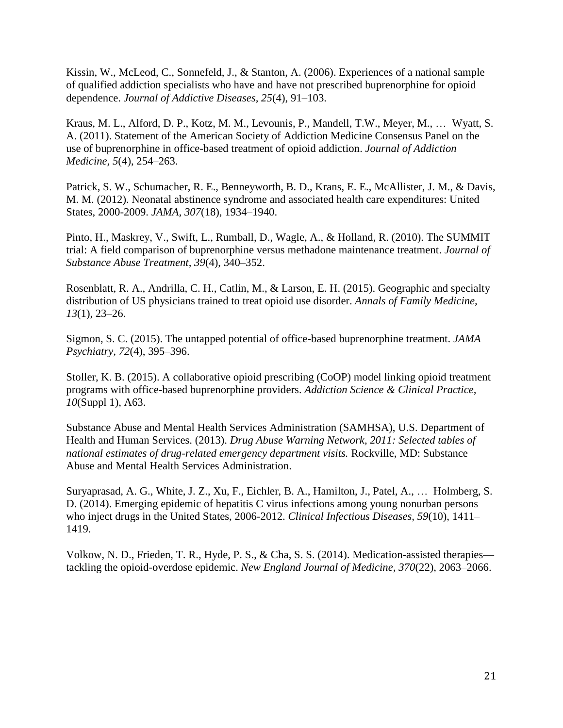Kissin, W., McLeod, C., Sonnefeld, J., & Stanton, A. (2006). Experiences of a national sample of qualified addiction specialists who have and have not prescribed buprenorphine for opioid dependence. *Journal of Addictive Diseases, 25*(4), 91–103.

Kraus, M. L., Alford, D. P., Kotz, M. M., Levounis, P., Mandell, T.W., Meyer, M., … Wyatt, S. A. (2011). Statement of the American Society of Addiction Medicine Consensus Panel on the use of buprenorphine in office-based treatment of opioid addiction. *Journal of Addiction Medicine, 5*(4), 254–263.

Patrick, S. W., Schumacher, R. E., Benneyworth, B. D., Krans, E. E., McAllister, J. M., & Davis, M. M. (2012). Neonatal abstinence syndrome and associated health care expenditures: United States, 2000-2009. *JAMA, 307*(18), 1934–1940.

Pinto, H., Maskrey, V., Swift, L., Rumball, D., Wagle, A., & Holland, R. (2010). The SUMMIT trial: A field comparison of buprenorphine versus methadone maintenance treatment. *Journal of Substance Abuse Treatment, 39*(4), 340–352.

Rosenblatt, R. A., Andrilla, C. H., Catlin, M., & Larson, E. H. (2015). Geographic and specialty distribution of US physicians trained to treat opioid use disorder. *Annals of Family Medicine, 13*(1), 23–26.

Sigmon, S. C. (2015). The untapped potential of office-based buprenorphine treatment. *JAMA Psychiatry, 72*(4), 395–396.

Stoller, K. B. (2015). A collaborative opioid prescribing (CoOP) model linking opioid treatment programs with office-based buprenorphine providers. *Addiction Science & Clinical Practice, 10*(Suppl 1), A63.

Substance Abuse and Mental Health Services Administration (SAMHSA), U.S. Department of Health and Human Services. (2013). *Drug Abuse Warning Network, 2011: Selected tables of national estimates of drug-related emergency department visits.* Rockville, MD: Substance Abuse and Mental Health Services Administration.

Suryaprasad, A. G., White, J. Z., Xu, F., Eichler, B. A., Hamilton, J., Patel, A., … Holmberg, S. D. (2014). Emerging epidemic of hepatitis C virus infections among young nonurban persons who inject drugs in the United States, 2006-2012. *Clinical Infectious Diseases, 59*(10), 1411–1419.

Volkow, N. D., Frieden, T. R., Hyde, P. S., & Cha, S. S. (2014). Medication-assisted therapies—tackling the opioid-overdose epidemic. *New England Journal of Medicine, 370*(22), 2063–2066.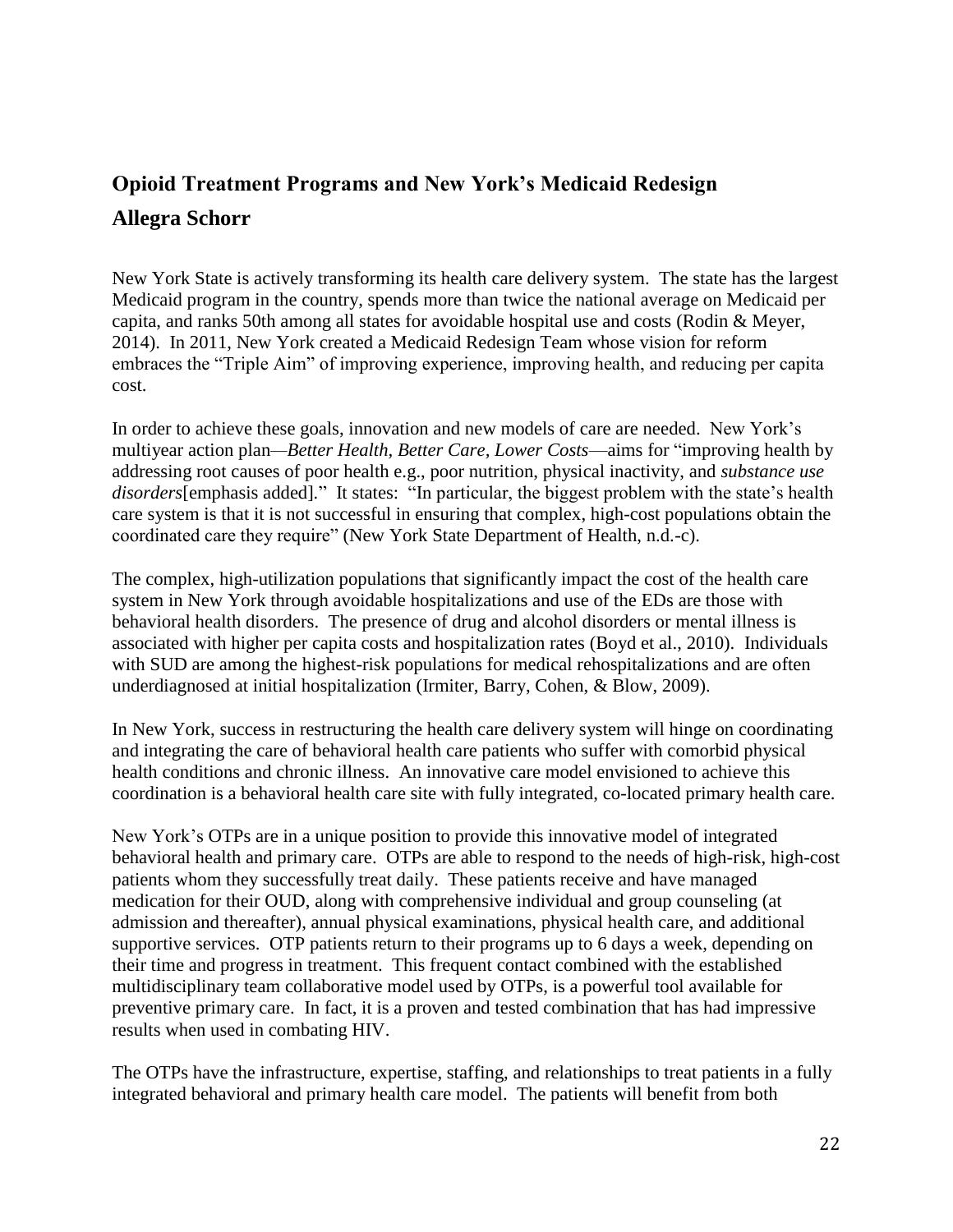## Opioid Treatment Programs and New York's Medicaid Redesign

## Allegra Schorr

New York State is actively transforming its health care delivery system. The state has the largest Medicaid program in the country, spends more than twice the national average on Medicaid per capita, and ranks 50th among all states for avoidable hospital use and costs (Rodin & Meyer, 2014). In 2011, New York created a Medicaid Redesign Team whose vision for reform embraces the "Triple Aim" of improving experience, improving health, and reducing per capita cost.

In order to achieve these goals, innovation and new models of care are needed. New York's multiyear action plan—*Better Health, Better Care, Lower Costs*—aims for "improving health by addressing root causes of poor health e.g., poor nutrition, physical inactivity, and *substance use disorders*[emphasis added]." It states: "In particular, the biggest problem with the state's health care system is that it is not successful in ensuring that complex, high-cost populations obtain the coordinated care they require" (New York State Department of Health, n.d.-c).

The complex, high-utilization populations that significantly impact the cost of the health care system in New York through avoidable hospitalizations and use of the EDs are those with behavioral health disorders. The presence of drug and alcohol disorders or mental illness is associated with higher per capita costs and hospitalization rates (Boyd et al., 2010). Individuals with SUD are among the highest-risk populations for medical rehospitalizations and are often underdiagnosed at initial hospitalization (Irmiter, Barry, Cohen, & Blow, 2009).

In New York, success in restructuring the health care delivery system will hinge on coordinating and integrating the care of behavioral health care patients who suffer with comorbid physical health conditions and chronic illness. An innovative care model envisioned to achieve this coordination is a behavioral health care site with fully integrated, co-located primary health care.

New York's OTPs are in a unique position to provide this innovative model of integrated behavioral health and primary care. OTPs are able to respond to the needs of high-risk, high-cost patients whom they successfully treat daily. These patients receive and have managed medication for their OUD, along with comprehensive individual and group counseling (at admission and thereafter), annual physical examinations, physical health care, and additional supportive services. OTP patients return to their programs up to 6 days a week, depending on their time and progress in treatment. This frequent contact combined with the established multidisciplinary team collaborative model used by OTPs, is a powerful tool available for preventive primary care. In fact, it is a proven and tested combination that has had impressive results when used in combating HIV.

The OTPs have the infrastructure, expertise, staffing, and relationships to treat patients in a fully integrated behavioral and primary health care model. The patients will benefit from both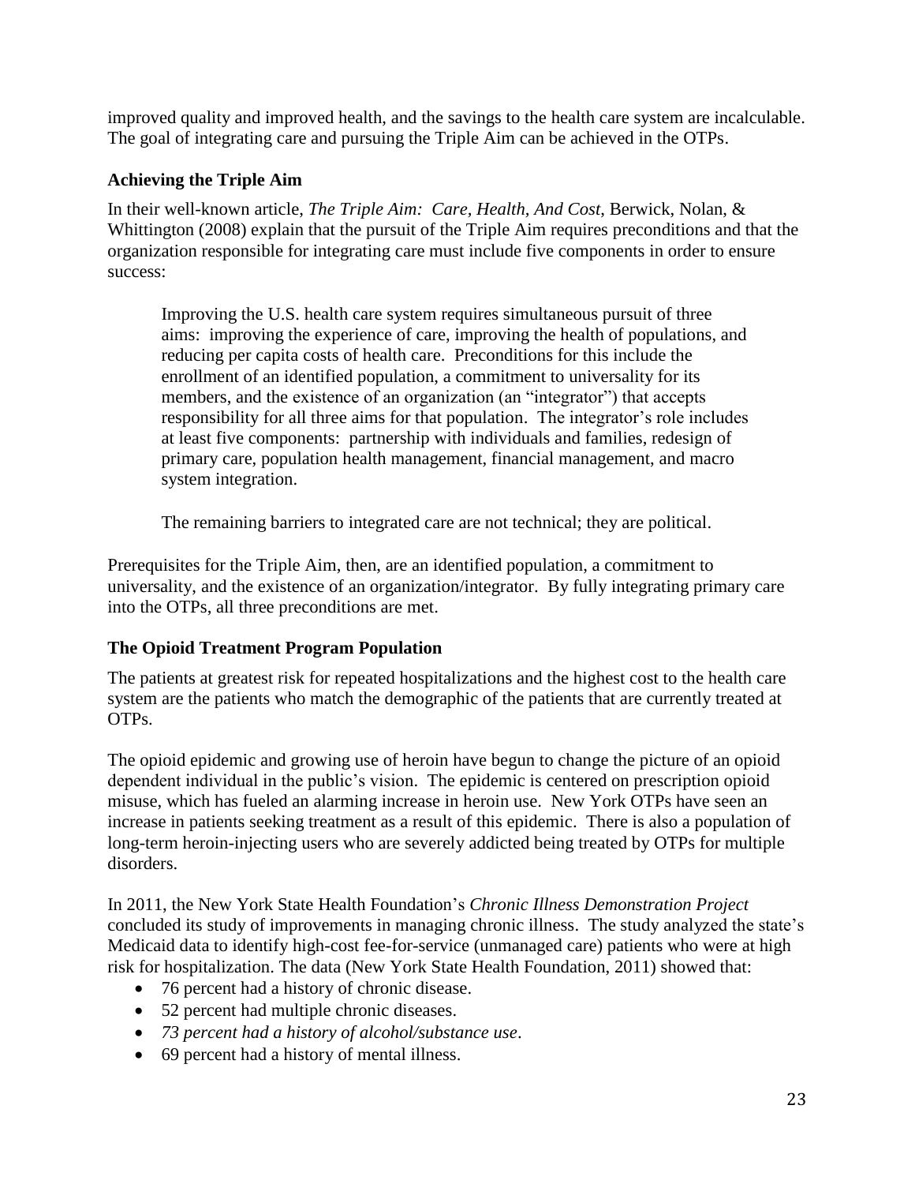improved quality and improved health, and the savings to the health care system are incalculable. The goal of integrating care and pursuing the Triple Aim can be achieved in the OTPs.

### Achieving the Triple Aim

In their well-known article, *The Triple Aim: Care, Health, And Cost*, Berwick, Nolan, & Whittington (2008) explain that the pursuit of the Triple Aim requires preconditions and that the organization responsible for integrating care must include five components in order to ensure success:

> Improving the U.S. health care system requires simultaneous pursuit of three aims: improving the experience of care, improving the health of populations, and reducing per capita costs of health care. Preconditions for this include the enrollment of an identified population, a commitment to universality for its members, and the existence of an organization (an "integrator") that accepts responsibility for all three aims for that population. The integrator's role includes at least five components: partnership with individuals and families, redesign of primary care, population health management, financial management, and macro system integration.
>
> The remaining barriers to integrated care are not technical; they are political.

Prerequisites for the Triple Aim, then, are an identified population, a commitment to universality, and the existence of an organization/integrator. By fully integrating primary care into the OTPs, all three preconditions are met.

### The Opioid Treatment Program Population

The patients at greatest risk for repeated hospitalizations and the highest cost to the health care system are the patients who match the demographic of the patients that are currently treated at OTPs.

The opioid epidemic and growing use of heroin have begun to change the picture of an opioid dependent individual in the public's vision. The epidemic is centered on prescription opioid misuse, which has fueled an alarming increase in heroin use. New York OTPs have seen an increase in patients seeking treatment as a result of this epidemic. There is also a population of long-term heroin-injecting users who are severely addicted being treated by OTPs for multiple disorders.

In 2011, the New York State Health Foundation's *Chronic Illness Demonstration Project* concluded its study of improvements in managing chronic illness. The study analyzed the state's Medicaid data to identify high-cost fee-for-service (unmanaged care) patients who were at high risk for hospitalization. The data (New York State Health Foundation, 2011) showed that:

- 76 percent had a history of chronic disease.
- 52 percent had multiple chronic diseases.
- *73 percent had a history of alcohol/substance use*.
- 69 percent had a history of mental illness.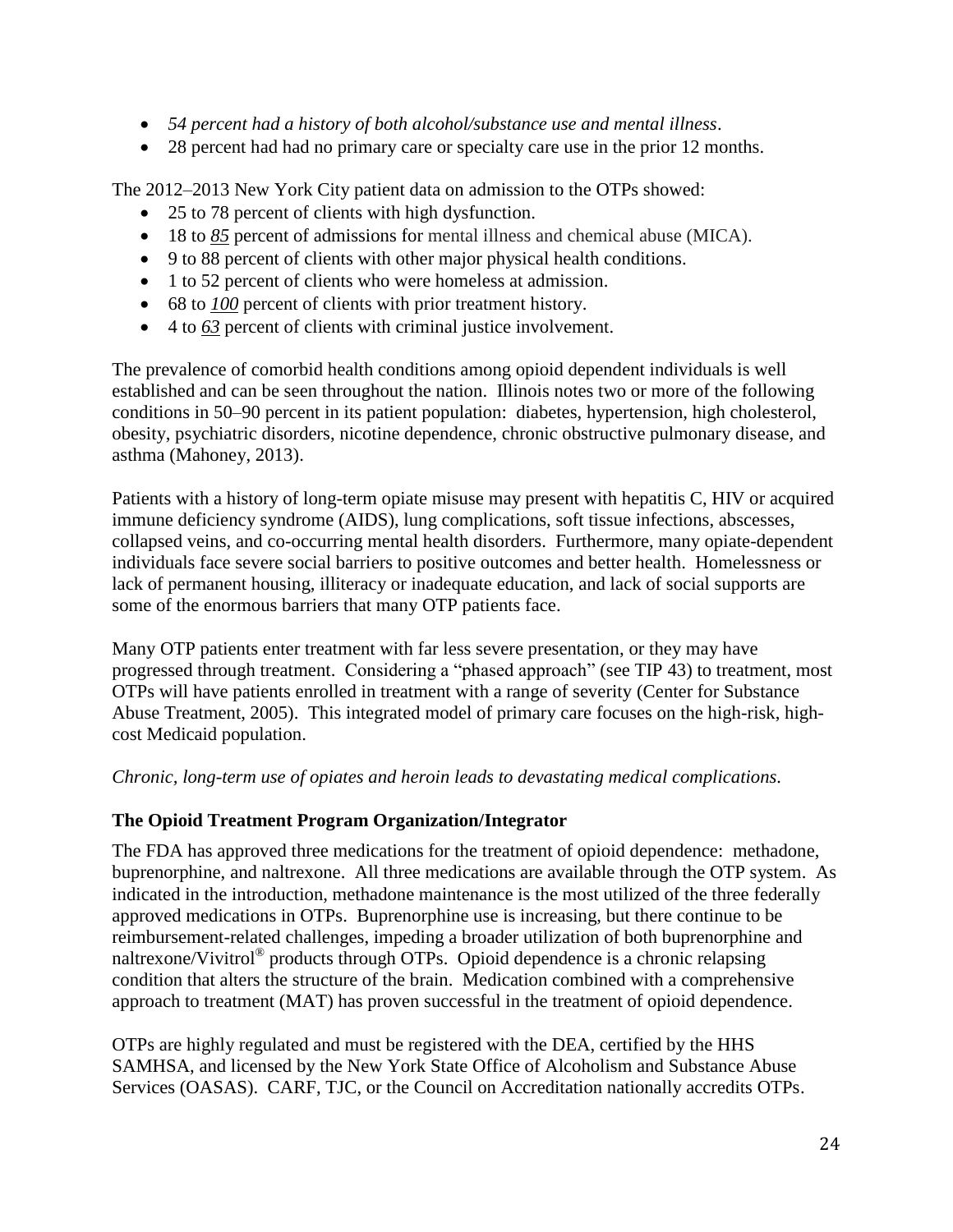- *54 percent had a history of both alcohol/substance use and mental illness*.
- 28 percent had had no primary care or specialty care use in the prior 12 months.

The 2012–2013 New York City patient data on admission to the OTPs showed:

- 25 to 78 percent of clients with high dysfunction.
- 18 to ***85*** percent of admissions for mental illness and chemical abuse (MICA).
- 9 to 88 percent of clients with other major physical health conditions.
- 1 to 52 percent of clients who were homeless at admission.
- 68 to ***100*** percent of clients with prior treatment history.
- 4 to ***63*** percent of clients with criminal justice involvement.

The prevalence of comorbid health conditions among opioid dependent individuals is well established and can be seen throughout the nation. Illinois notes two or more of the following conditions in 50–90 percent in its patient population: diabetes, hypertension, high cholesterol, obesity, psychiatric disorders, nicotine dependence, chronic obstructive pulmonary disease, and asthma (Mahoney, 2013).

Patients with a history of long-term opiate misuse may present with hepatitis C, HIV or acquired immune deficiency syndrome (AIDS), lung complications, soft tissue infections, abscesses, collapsed veins, and co-occurring mental health disorders. Furthermore, many opiate-dependent individuals face severe social barriers to positive outcomes and better health. Homelessness or lack of permanent housing, illiteracy or inadequate education, and lack of social supports are some of the enormous barriers that many OTP patients face.

Many OTP patients enter treatment with far less severe presentation, or they may have progressed through treatment. Considering a "phased approach" (see TIP 43) to treatment, most OTPs will have patients enrolled in treatment with a range of severity (Center for Substance Abuse Treatment, 2005). This integrated model of primary care focuses on the high-risk, high-cost Medicaid population.

*Chronic, long-term use of opiates and heroin leads to devastating medical complications.*

### The Opioid Treatment Program Organization/Integrator

The FDA has approved three medications for the treatment of opioid dependence: methadone, buprenorphine, and naltrexone. All three medications are available through the OTP system. As indicated in the introduction, methadone maintenance is the most utilized of the three federally approved medications in OTPs. Buprenorphine use is increasing, but there continue to be reimbursement-related challenges, impeding a broader utilization of both buprenorphine and naltrexone/Vivitrol® products through OTPs. Opioid dependence is a chronic relapsing condition that alters the structure of the brain. Medication combined with a comprehensive approach to treatment (MAT) has proven successful in the treatment of opioid dependence.

OTPs are highly regulated and must be registered with the DEA, certified by the HHS SAMHSA, and licensed by the New York State Office of Alcoholism and Substance Abuse Services (OASAS). CARF, TJC, or the Council on Accreditation nationally accredits OTPs.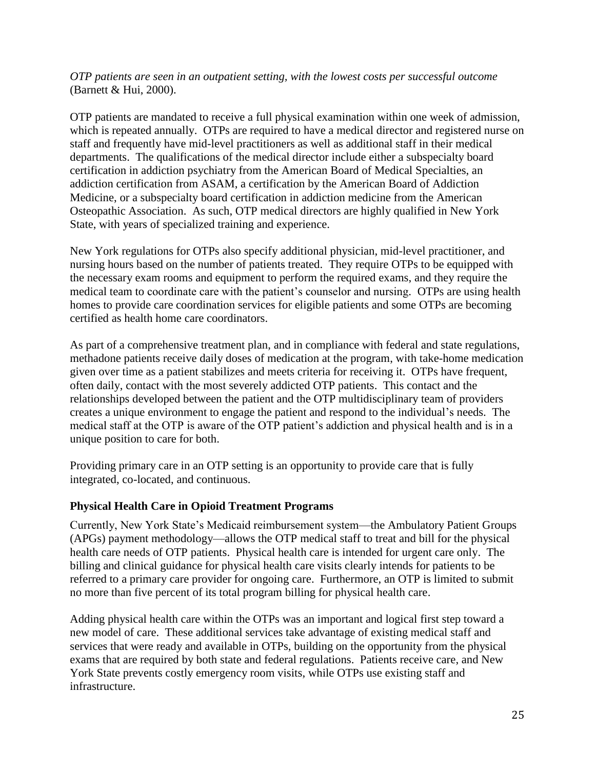*OTP patients are seen in an outpatient setting, with the lowest costs per successful outcome* (Barnett & Hui, 2000).

OTP patients are mandated to receive a full physical examination within one week of admission, which is repeated annually. OTPs are required to have a medical director and registered nurse on staff and frequently have mid-level practitioners as well as additional staff in their medical departments. The qualifications of the medical director include either a subspecialty board certification in addiction psychiatry from the American Board of Medical Specialties, an addiction certification from ASAM, a certification by the American Board of Addiction Medicine, or a subspecialty board certification in addiction medicine from the American Osteopathic Association. As such, OTP medical directors are highly qualified in New York State, with years of specialized training and experience.

New York regulations for OTPs also specify additional physician, mid-level practitioner, and nursing hours based on the number of patients treated. They require OTPs to be equipped with the necessary exam rooms and equipment to perform the required exams, and they require the medical team to coordinate care with the patient's counselor and nursing. OTPs are using health homes to provide care coordination services for eligible patients and some OTPs are becoming certified as health home care coordinators.

As part of a comprehensive treatment plan, and in compliance with federal and state regulations, methadone patients receive daily doses of medication at the program, with take-home medication given over time as a patient stabilizes and meets criteria for receiving it. OTPs have frequent, often daily, contact with the most severely addicted OTP patients. This contact and the relationships developed between the patient and the OTP multidisciplinary team of providers creates a unique environment to engage the patient and respond to the individual's needs. The medical staff at the OTP is aware of the OTP patient's addiction and physical health and is in a unique position to care for both.

Providing primary care in an OTP setting is an opportunity to provide care that is fully integrated, co-located, and continuous.

### Physical Health Care in Opioid Treatment Programs

Currently, New York State's Medicaid reimbursement system—the Ambulatory Patient Groups (APGs) payment methodology—allows the OTP medical staff to treat and bill for the physical health care needs of OTP patients. Physical health care is intended for urgent care only. The billing and clinical guidance for physical health care visits clearly intends for patients to be referred to a primary care provider for ongoing care. Furthermore, an OTP is limited to submit no more than five percent of its total program billing for physical health care.

Adding physical health care within the OTPs was an important and logical first step toward a new model of care. These additional services take advantage of existing medical staff and services that were ready and available in OTPs, building on the opportunity from the physical exams that are required by both state and federal regulations. Patients receive care, and New York State prevents costly emergency room visits, while OTPs use existing staff and infrastructure.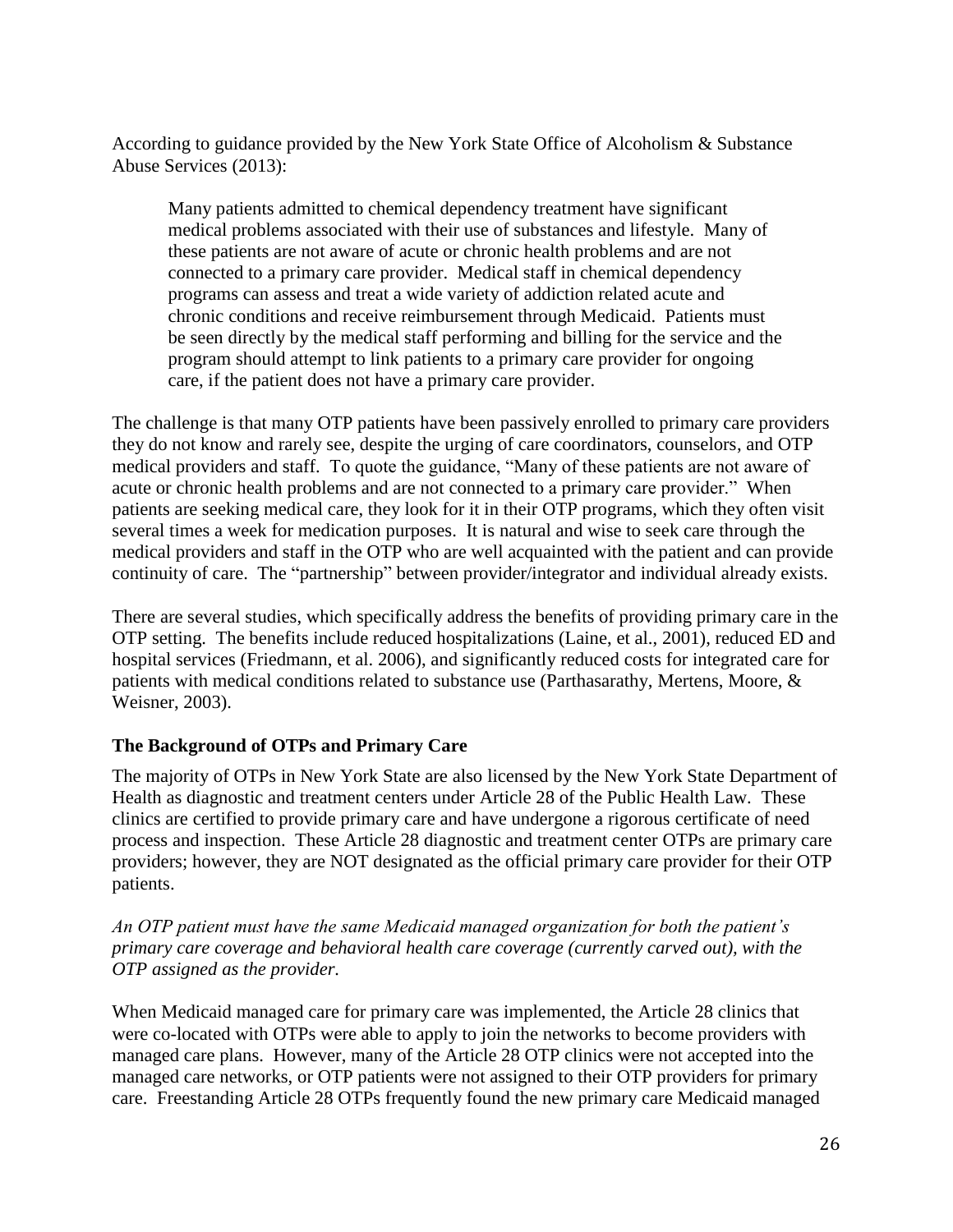According to guidance provided by the New York State Office of Alcoholism & Substance Abuse Services (2013):

> Many patients admitted to chemical dependency treatment have significant medical problems associated with their use of substances and lifestyle. Many of these patients are not aware of acute or chronic health problems and are not connected to a primary care provider. Medical staff in chemical dependency programs can assess and treat a wide variety of addiction related acute and chronic conditions and receive reimbursement through Medicaid. Patients must be seen directly by the medical staff performing and billing for the service and the program should attempt to link patients to a primary care provider for ongoing care, if the patient does not have a primary care provider.

The challenge is that many OTP patients have been passively enrolled to primary care providers they do not know and rarely see, despite the urging of care coordinators, counselors, and OTP medical providers and staff. To quote the guidance, "Many of these patients are not aware of acute or chronic health problems and are not connected to a primary care provider." When patients are seeking medical care, they look for it in their OTP programs, which they often visit several times a week for medication purposes. It is natural and wise to seek care through the medical providers and staff in the OTP who are well acquainted with the patient and can provide continuity of care. The "partnership" between provider/integrator and individual already exists.

There are several studies, which specifically address the benefits of providing primary care in the OTP setting. The benefits include reduced hospitalizations (Laine, et al., 2001), reduced ED and hospital services (Friedmann, et al. 2006), and significantly reduced costs for integrated care for patients with medical conditions related to substance use (Parthasarathy, Mertens, Moore, & Weisner, 2003).

### The Background of OTPs and Primary Care

The majority of OTPs in New York State are also licensed by the New York State Department of Health as diagnostic and treatment centers under Article 28 of the Public Health Law. These clinics are certified to provide primary care and have undergone a rigorous certificate of need process and inspection. These Article 28 diagnostic and treatment center OTPs are primary care providers; however, they are NOT designated as the official primary care provider for their OTP patients.

*An OTP patient must have the same Medicaid managed organization for both the patient's primary care coverage and behavioral health care coverage (currently carved out), with the OTP assigned as the provider.*

When Medicaid managed care for primary care was implemented, the Article 28 clinics that were co-located with OTPs were able to apply to join the networks to become providers with managed care plans. However, many of the Article 28 OTP clinics were not accepted into the managed care networks, or OTP patients were not assigned to their OTP providers for primary care. Freestanding Article 28 OTPs frequently found the new primary care Medicaid managed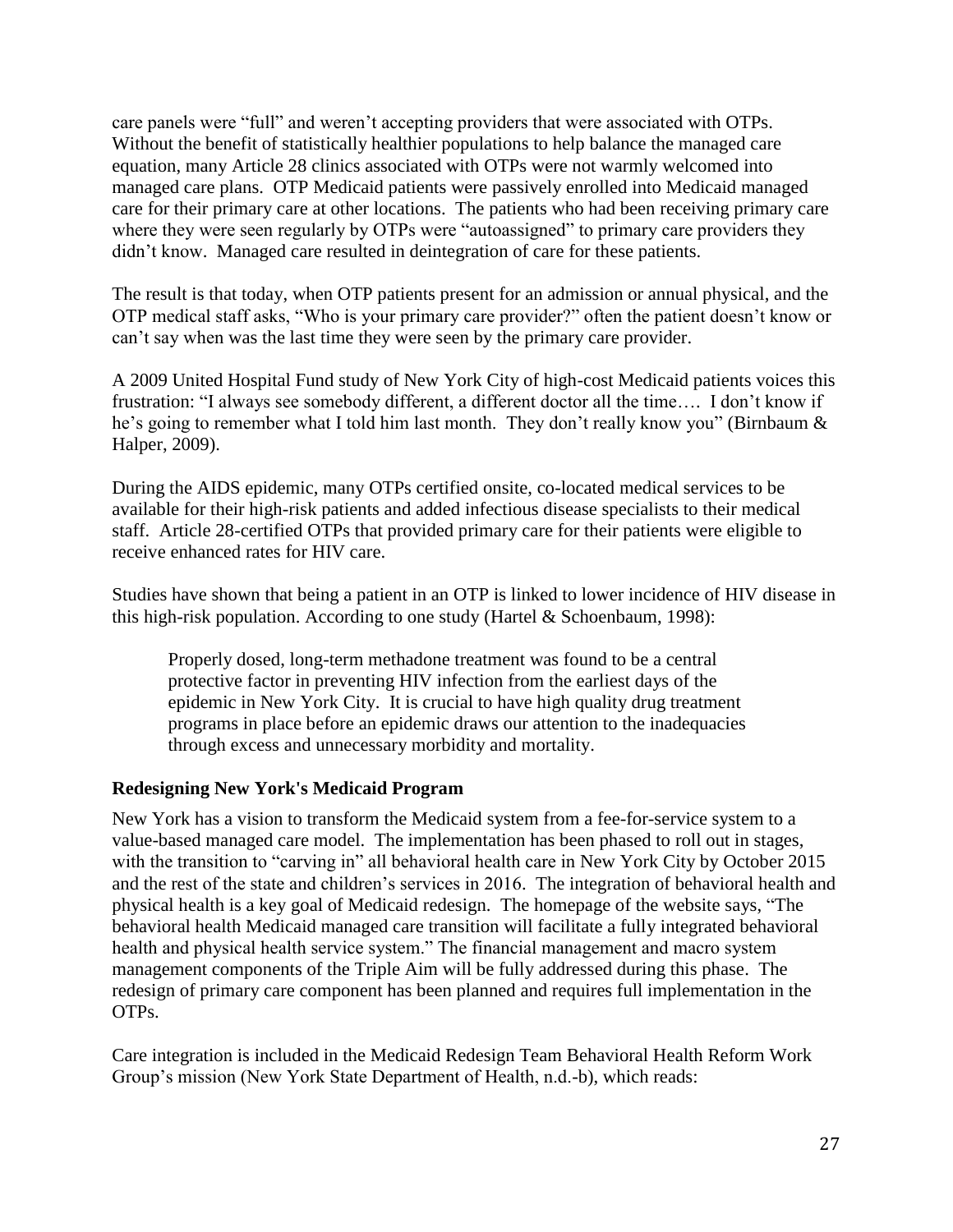care panels were "full" and weren't accepting providers that were associated with OTPs. Without the benefit of statistically healthier populations to help balance the managed care equation, many Article 28 clinics associated with OTPs were not warmly welcomed into managed care plans. OTP Medicaid patients were passively enrolled into Medicaid managed care for their primary care at other locations. The patients who had been receiving primary care where they were seen regularly by OTPs were "autoassigned" to primary care providers they didn't know. Managed care resulted in deintegration of care for these patients.

The result is that today, when OTP patients present for an admission or annual physical, and the OTP medical staff asks, "Who is your primary care provider?" often the patient doesn't know or can't say when was the last time they were seen by the primary care provider.

A 2009 United Hospital Fund study of New York City of high-cost Medicaid patients voices this frustration: "I always see somebody different, a different doctor all the time…. I don't know if he's going to remember what I told him last month. They don't really know you" (Birnbaum & Halper, 2009).

During the AIDS epidemic, many OTPs certified onsite, co-located medical services to be available for their high-risk patients and added infectious disease specialists to their medical staff. Article 28-certified OTPs that provided primary care for their patients were eligible to receive enhanced rates for HIV care.

Studies have shown that being a patient in an OTP is linked to lower incidence of HIV disease in this high-risk population. According to one study (Hartel & Schoenbaum, 1998):

> Properly dosed, long-term methadone treatment was found to be a central protective factor in preventing HIV infection from the earliest days of the epidemic in New York City. It is crucial to have high quality drug treatment programs in place before an epidemic draws our attention to the inadequacies through excess and unnecessary morbidity and mortality.

**Redesigning New York's Medicaid Program**

New York has a vision to transform the Medicaid system from a fee-for-service system to a value-based managed care model. The implementation has been phased to roll out in stages, with the transition to "carving in" all behavioral health care in New York City by October 2015 and the rest of the state and children's services in 2016. The integration of behavioral health and physical health is a key goal of Medicaid redesign. The homepage of the website says, "The behavioral health Medicaid managed care transition will facilitate a fully integrated behavioral health and physical health service system." The financial management and macro system management components of the Triple Aim will be fully addressed during this phase. The redesign of primary care component has been planned and requires full implementation in the OTPs.

Care integration is included in the Medicaid Redesign Team Behavioral Health Reform Work Group's mission (New York State Department of Health, n.d.-b), which reads: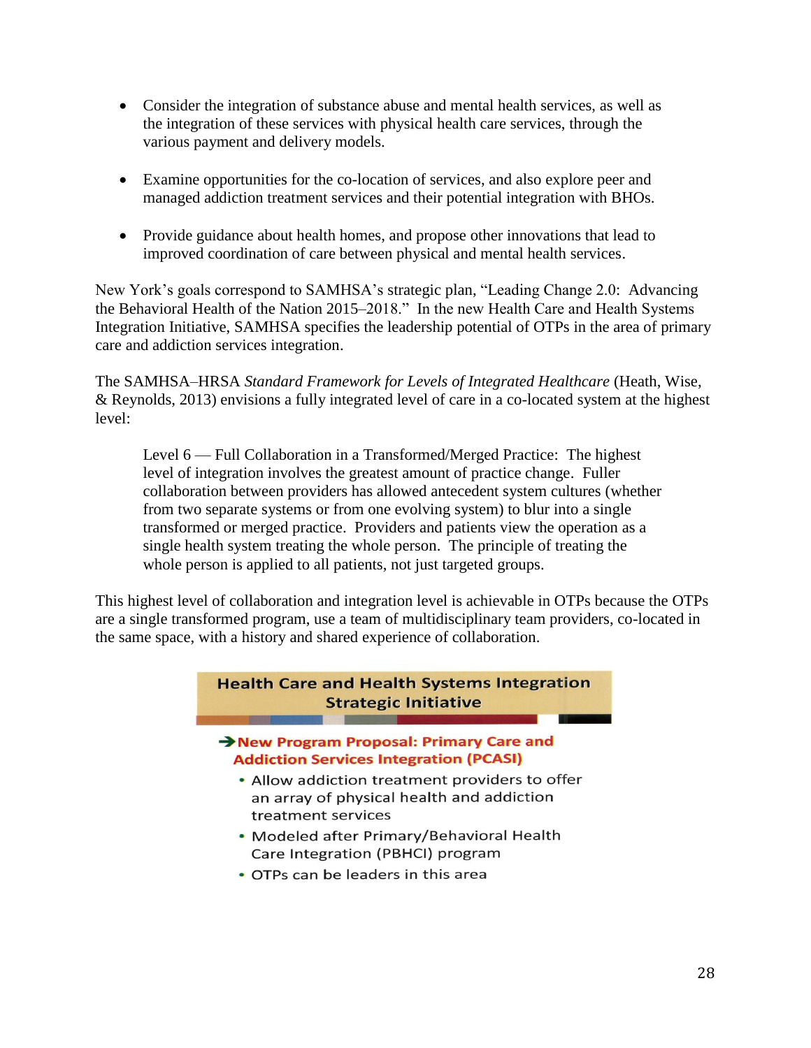- Consider the integration of substance abuse and mental health services, as well as the integration of these services with physical health care services, through the various payment and delivery models.

- Examine opportunities for the co-location of services, and also explore peer and managed addiction treatment services and their potential integration with BHOs.

- Provide guidance about health homes, and propose other innovations that lead to improved coordination of care between physical and mental health services.

New York's goals correspond to SAMHSA's strategic plan, "Leading Change 2.0: Advancing the Behavioral Health of the Nation 2015–2018." In the new Health Care and Health Systems Integration Initiative, SAMHSA specifies the leadership potential of OTPs in the area of primary care and addiction services integration.

The SAMHSA–HRSA *Standard Framework for Levels of Integrated Healthcare* (Heath, Wise, & Reynolds, 2013) envisions a fully integrated level of care in a co-located system at the highest level:

> Level 6 — Full Collaboration in a Transformed/Merged Practice: The highest level of integration involves the greatest amount of practice change. Fuller collaboration between providers has allowed antecedent system cultures (whether from two separate systems or from one evolving system) to blur into a single transformed or merged practice. Providers and patients view the operation as a single health system treating the whole person. The principle of treating the whole person is applied to all patients, not just targeted groups.

This highest level of collaboration and integration level is achievable in OTPs because the OTPs are a single transformed program, use a team of multidisciplinary team providers, co-located in the same space, with a history and shared experience of collaboration.

**Health Care and Health Systems Integration Strategic Initiative**

➔ **New Program Proposal: Primary Care and Addiction Services Integration (PCASI)**

- Allow addiction treatment providers to offer an array of physical health and addiction treatment services
- Modeled after Primary/Behavioral Health Care Integration (PBHCI) program
- OTPs can be leaders in this area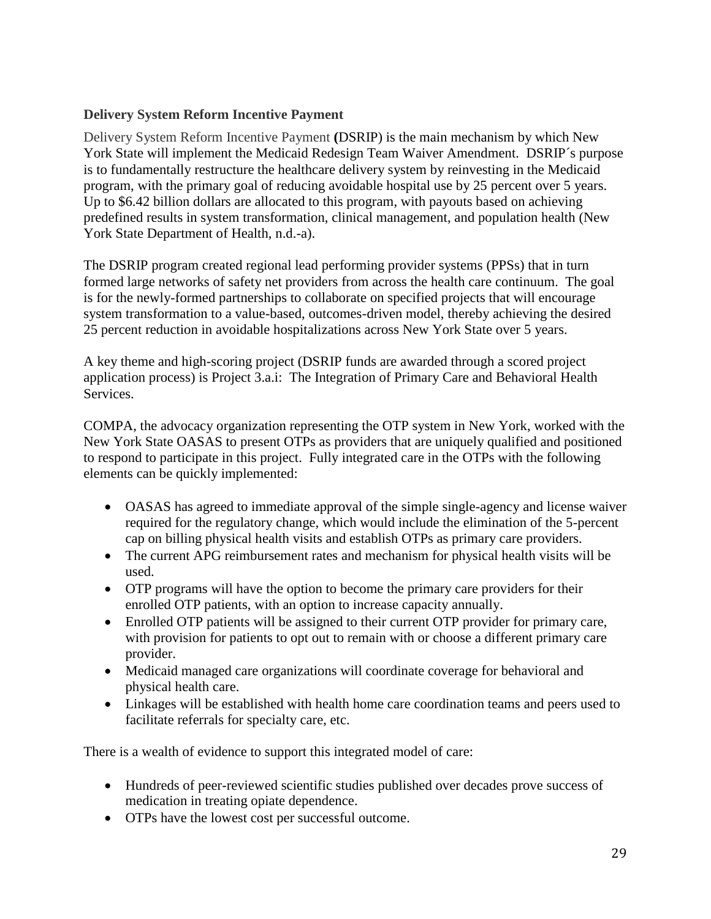### Delivery System Reform Incentive Payment

Delivery System Reform Incentive Payment **(**DSRIP) is the main mechanism by which New York State will implement the Medicaid Redesign Team Waiver Amendment. DSRIP´s purpose is to fundamentally restructure the healthcare delivery system by reinvesting in the Medicaid program, with the primary goal of reducing avoidable hospital use by 25 percent over 5 years. Up to $6.42 billion dollars are allocated to this program, with payouts based on achieving predefined results in system transformation, clinical management, and population health (New York State Department of Health, n.d.-a).

The DSRIP program created regional lead performing provider systems (PPSs) that in turn formed large networks of safety net providers from across the health care continuum. The goal is for the newly-formed partnerships to collaborate on specified projects that will encourage system transformation to a value-based, outcomes-driven model, thereby achieving the desired 25 percent reduction in avoidable hospitalizations across New York State over 5 years.

A key theme and high-scoring project (DSRIP funds are awarded through a scored project application process) is Project 3.a.i: The Integration of Primary Care and Behavioral Health Services.

COMPA, the advocacy organization representing the OTP system in New York, worked with the New York State OASAS to present OTPs as providers that are uniquely qualified and positioned to respond to participate in this project. Fully integrated care in the OTPs with the following elements can be quickly implemented:

- OASAS has agreed to immediate approval of the simple single-agency and license waiver required for the regulatory change, which would include the elimination of the 5-percent cap on billing physical health visits and establish OTPs as primary care providers.
- The current APG reimbursement rates and mechanism for physical health visits will be used.
- OTP programs will have the option to become the primary care providers for their enrolled OTP patients, with an option to increase capacity annually.
- Enrolled OTP patients will be assigned to their current OTP provider for primary care, with provision for patients to opt out to remain with or choose a different primary care provider.
- Medicaid managed care organizations will coordinate coverage for behavioral and physical health care.
- Linkages will be established with health home care coordination teams and peers used to facilitate referrals for specialty care, etc.

There is a wealth of evidence to support this integrated model of care:

- Hundreds of peer-reviewed scientific studies published over decades prove success of medication in treating opiate dependence.
- OTPs have the lowest cost per successful outcome.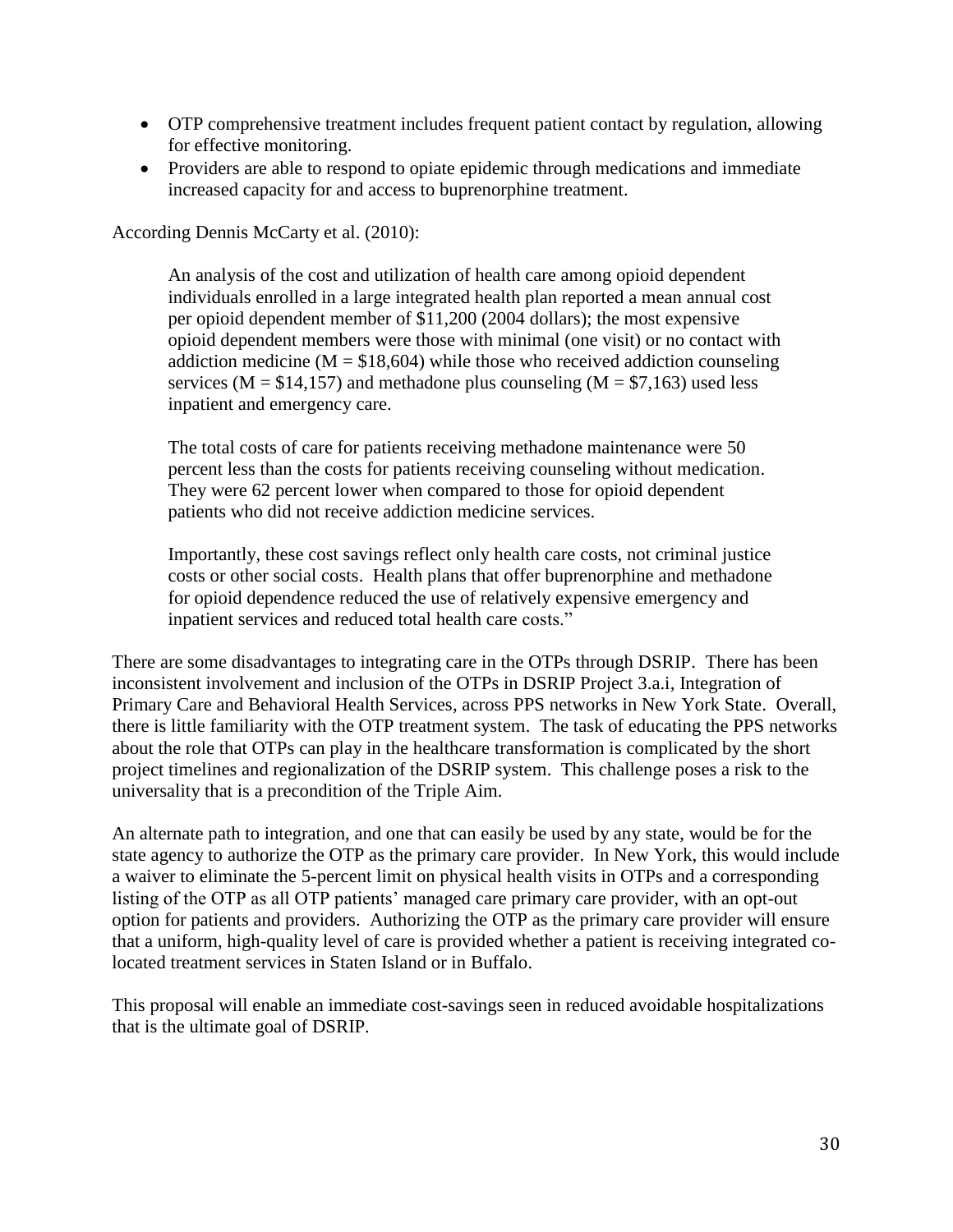- OTP comprehensive treatment includes frequent patient contact by regulation, allowing for effective monitoring.
- Providers are able to respond to opiate epidemic through medications and immediate increased capacity for and access to buprenorphine treatment.

According Dennis McCarty et al. (2010):

> An analysis of the cost and utilization of health care among opioid dependent individuals enrolled in a large integrated health plan reported a mean annual cost per opioid dependent member of $11,200 (2004 dollars); the most expensive opioid dependent members were those with minimal (one visit) or no contact with addiction medicine (M = $18,604) while those who received addiction counseling services (M = $14,157) and methadone plus counseling (M = $7,163) used less inpatient and emergency care.
>
> The total costs of care for patients receiving methadone maintenance were 50 percent less than the costs for patients receiving counseling without medication. They were 62 percent lower when compared to those for opioid dependent patients who did not receive addiction medicine services.
>
> Importantly, these cost savings reflect only health care costs, not criminal justice costs or other social costs. Health plans that offer buprenorphine and methadone for opioid dependence reduced the use of relatively expensive emergency and inpatient services and reduced total health care costs."

There are some disadvantages to integrating care in the OTPs through DSRIP. There has been inconsistent involvement and inclusion of the OTPs in DSRIP Project 3.a.i, Integration of Primary Care and Behavioral Health Services, across PPS networks in New York State. Overall, there is little familiarity with the OTP treatment system. The task of educating the PPS networks about the role that OTPs can play in the healthcare transformation is complicated by the short project timelines and regionalization of the DSRIP system. This challenge poses a risk to the universality that is a precondition of the Triple Aim.

An alternate path to integration, and one that can easily be used by any state, would be for the state agency to authorize the OTP as the primary care provider. In New York, this would include a waiver to eliminate the 5-percent limit on physical health visits in OTPs and a corresponding listing of the OTP as all OTP patients' managed care primary care provider, with an opt-out option for patients and providers. Authorizing the OTP as the primary care provider will ensure that a uniform, high-quality level of care is provided whether a patient is receiving integrated co-located treatment services in Staten Island or in Buffalo.

This proposal will enable an immediate cost-savings seen in reduced avoidable hospitalizations that is the ultimate goal of DSRIP.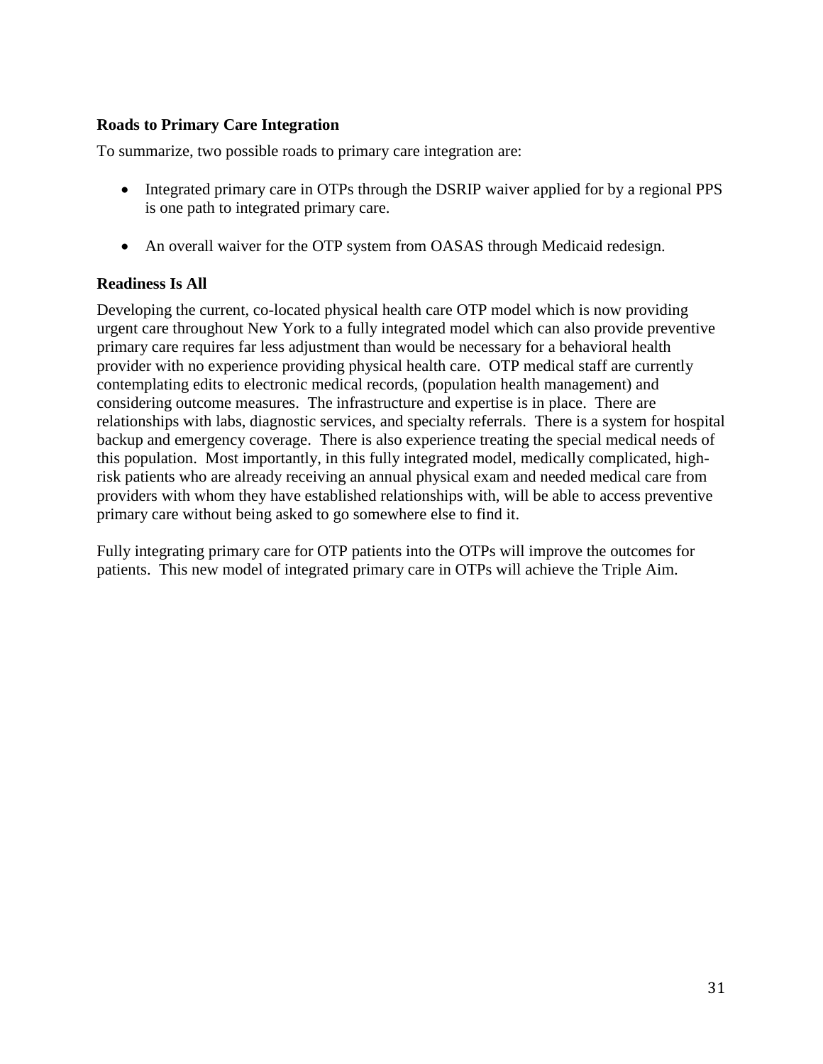### Roads to Primary Care Integration

To summarize, two possible roads to primary care integration are:

- Integrated primary care in OTPs through the DSRIP waiver applied for by a regional PPS is one path to integrated primary care.
- An overall waiver for the OTP system from OASAS through Medicaid redesign.

### Readiness Is All

Developing the current, co-located physical health care OTP model which is now providing urgent care throughout New York to a fully integrated model which can also provide preventive primary care requires far less adjustment than would be necessary for a behavioral health provider with no experience providing physical health care. OTP medical staff are currently contemplating edits to electronic medical records, (population health management) and considering outcome measures. The infrastructure and expertise is in place. There are relationships with labs, diagnostic services, and specialty referrals. There is a system for hospital backup and emergency coverage. There is also experience treating the special medical needs of this population. Most importantly, in this fully integrated model, medically complicated, high-risk patients who are already receiving an annual physical exam and needed medical care from providers with whom they have established relationships with, will be able to access preventive primary care without being asked to go somewhere else to find it.

Fully integrating primary care for OTP patients into the OTPs will improve the outcomes for patients. This new model of integrated primary care in OTPs will achieve the Triple Aim.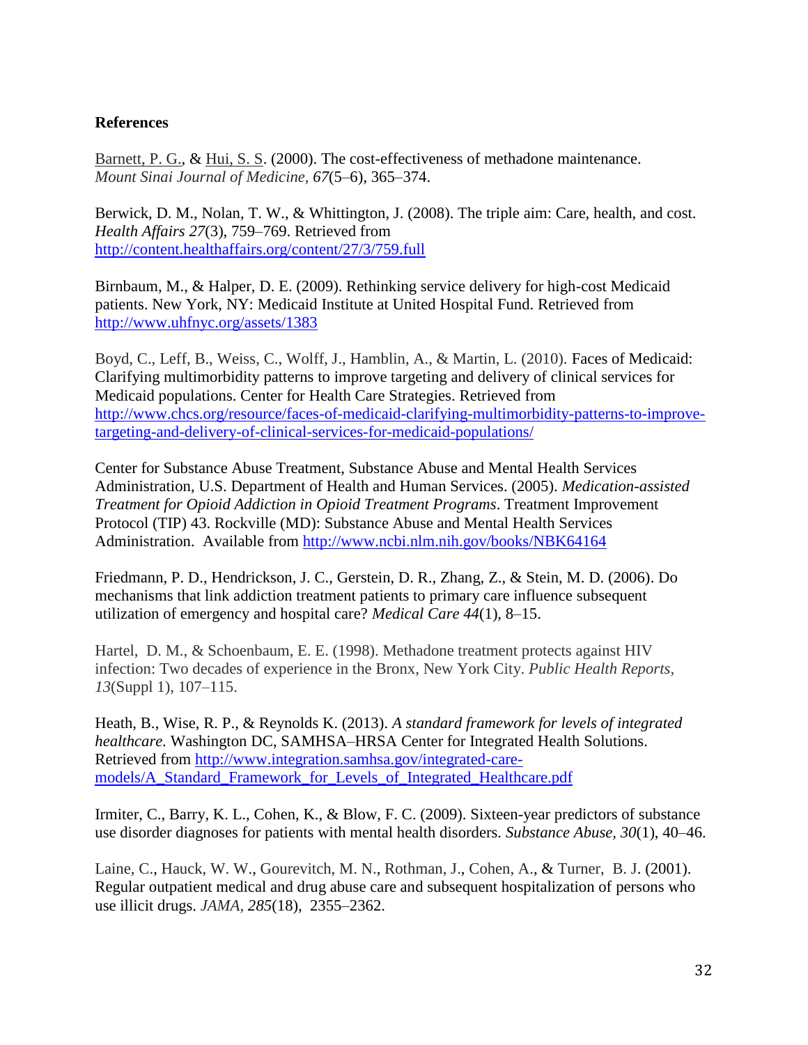**References**

Barnett, P. G., & Hui, S. S. (2000). The cost-effectiveness of methadone maintenance. *Mount Sinai Journal of Medicine, 67*(5–6), 365–374.

Berwick, D. M., Nolan, T. W., & Whittington, J. (2008). The triple aim: Care, health, and cost. *Health Affairs 27*(3), 759–769. Retrieved from http://content.healthaffairs.org/content/27/3/759.full

Birnbaum, M., & Halper, D. E. (2009). Rethinking service delivery for high-cost Medicaid patients. New York, NY: Medicaid Institute at United Hospital Fund. Retrieved from http://www.uhfnyc.org/assets/1383

Boyd, C., Leff, B., Weiss, C., Wolff, J., Hamblin, A., & Martin, L. (2010). Faces of Medicaid: Clarifying multimorbidity patterns to improve targeting and delivery of clinical services for Medicaid populations. Center for Health Care Strategies. Retrieved from http://www.chcs.org/resource/faces-of-medicaid-clarifying-multimorbidity-patterns-to-improve-targeting-and-delivery-of-clinical-services-for-medicaid-populations/

Center for Substance Abuse Treatment, Substance Abuse and Mental Health Services Administration, U.S. Department of Health and Human Services. (2005). *Medication-assisted Treatment for Opioid Addiction in Opioid Treatment Programs*. Treatment Improvement Protocol (TIP) 43. Rockville (MD): Substance Abuse and Mental Health Services Administration. Available from http://www.ncbi.nlm.nih.gov/books/NBK64164

Friedmann, P. D., Hendrickson, J. C., Gerstein, D. R., Zhang, Z., & Stein, M. D. (2006). Do mechanisms that link addiction treatment patients to primary care influence subsequent utilization of emergency and hospital care? *Medical Care 44*(1), 8–15.

Hartel, D. M., & Schoenbaum, E. E. (1998). Methadone treatment protects against HIV infection: Two decades of experience in the Bronx, New York City. *Public Health Reports, 13*(Suppl 1), 107–115.

Heath, B., Wise, R. P., & Reynolds K. (2013). *A standard framework for levels of integrated healthcare.* Washington DC, SAMHSA–HRSA Center for Integrated Health Solutions. Retrieved from http://www.integration.samhsa.gov/integrated-care-models/A_Standard_Framework_for_Levels_of_Integrated_Healthcare.pdf

Irmiter, C., Barry, K. L., Cohen, K., & Blow, F. C. (2009). Sixteen-year predictors of substance use disorder diagnoses for patients with mental health disorders. *Substance Abuse, 30*(1), 40–46.

Laine, C., Hauck, W. W., Gourevitch, M. N., Rothman, J., Cohen, A., & Turner, B. J. (2001). Regular outpatient medical and drug abuse care and subsequent hospitalization of persons who use illicit drugs. *JAMA, 285*(18), 2355–2362.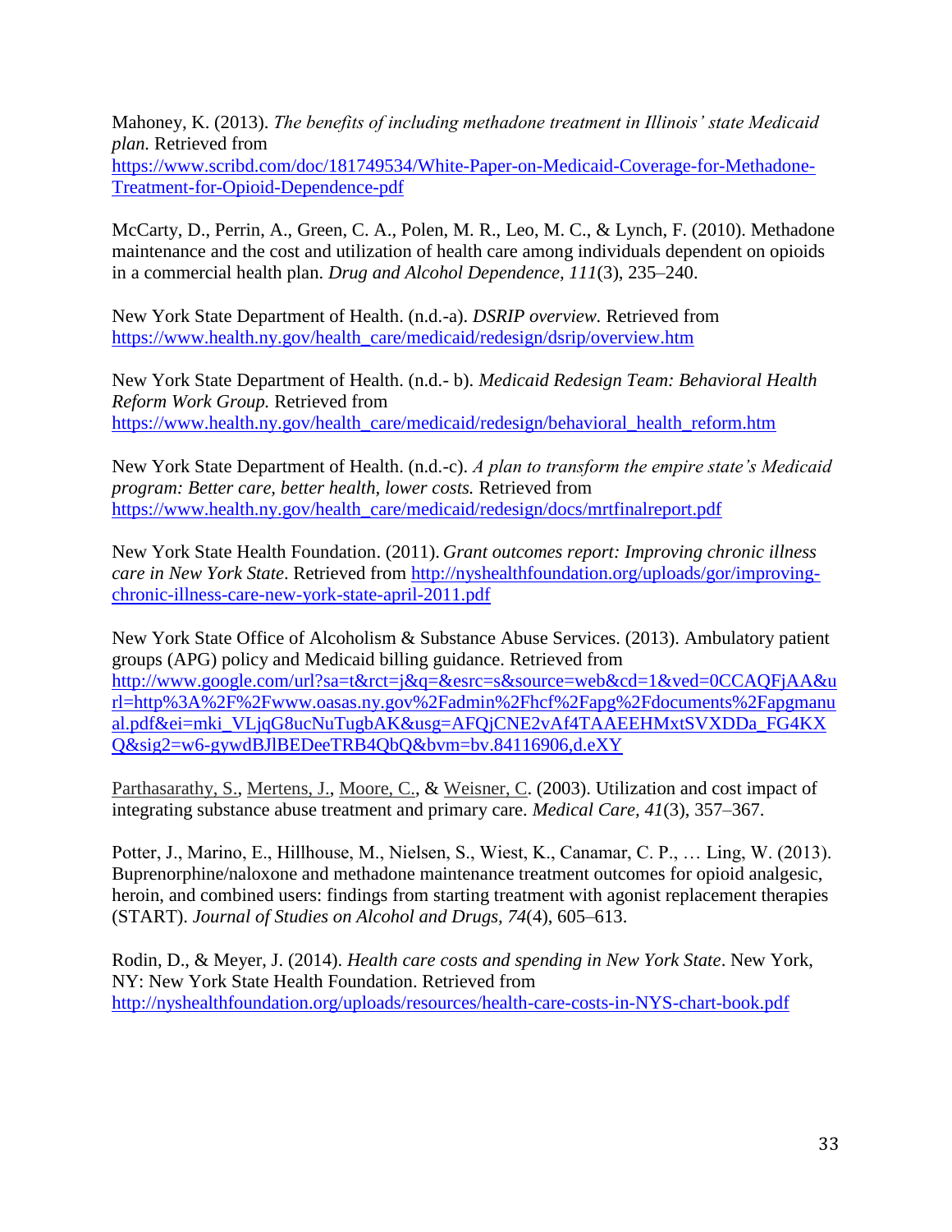Mahoney, K. (2013). *The benefits of including methadone treatment in Illinois' state Medicaid plan.* Retrieved from https://www.scribd.com/doc/181749534/White-Paper-on-Medicaid-Coverage-for-Methadone-Treatment-for-Opioid-Dependence-pdf

McCarty, D., Perrin, A., Green, C. A., Polen, M. R., Leo, M. C., & Lynch, F. (2010). Methadone maintenance and the cost and utilization of health care among individuals dependent on opioids in a commercial health plan. *Drug and Alcohol Dependence, 111*(3), 235–240.

New York State Department of Health. (n.d.-a). *DSRIP overview.* Retrieved from https://www.health.ny.gov/health_care/medicaid/redesign/dsrip/overview.htm

New York State Department of Health. (n.d.- b). *Medicaid Redesign Team: Behavioral Health Reform Work Group.* Retrieved from https://www.health.ny.gov/health_care/medicaid/redesign/behavioral_health_reform.htm

New York State Department of Health. (n.d.-c). *A plan to transform the empire state's Medicaid program: Better care, better health, lower costs.* Retrieved from https://www.health.ny.gov/health_care/medicaid/redesign/docs/mrtfinalreport.pdf

New York State Health Foundation. (2011). *Grant outcomes report: Improving chronic illness care in New York State*. Retrieved from http://nyshealthfoundation.org/uploads/gor/improving-chronic-illness-care-new-york-state-april-2011.pdf

New York State Office of Alcoholism & Substance Abuse Services. (2013). Ambulatory patient groups (APG) policy and Medicaid billing guidance. Retrieved from http://www.google.com/url?sa=t&rct=j&q=&esrc=s&source=web&cd=1&ved=0CCAQFjAA&url=http%3A%2F%2Fwww.oasas.ny.gov%2Fadmin%2Fhcf%2Fapg%2Fdocuments%2Fapgmanual.pdf&ei=mki_VLjqG8ucNuTugbAK&usg=AFQjCNE2vAf4TAAEEHMxtSVXDDa_FG4KXQ&sig2=w6-gywdBJlBEDeeTRB4QbQ&bvm=bv.84116906,d.eXY

Parthasarathy, S., Mertens, J., Moore, C., & Weisner, C. (2003). Utilization and cost impact of integrating substance abuse treatment and primary care. *Medical Care, 41*(3), 357–367.

Potter, J., Marino, E., Hillhouse, M., Nielsen, S., Wiest, K., Canamar, C. P., … Ling, W. (2013). Buprenorphine/naloxone and methadone maintenance treatment outcomes for opioid analgesic, heroin, and combined users: findings from starting treatment with agonist replacement therapies (START). *Journal of Studies on Alcohol and Drugs, 74*(4), 605–613.

Rodin, D., & Meyer, J. (2014). *Health care costs and spending in New York State*. New York, NY: New York State Health Foundation. Retrieved from http://nyshealthfoundation.org/uploads/resources/health-care-costs-in-NYS-chart-book.pdf